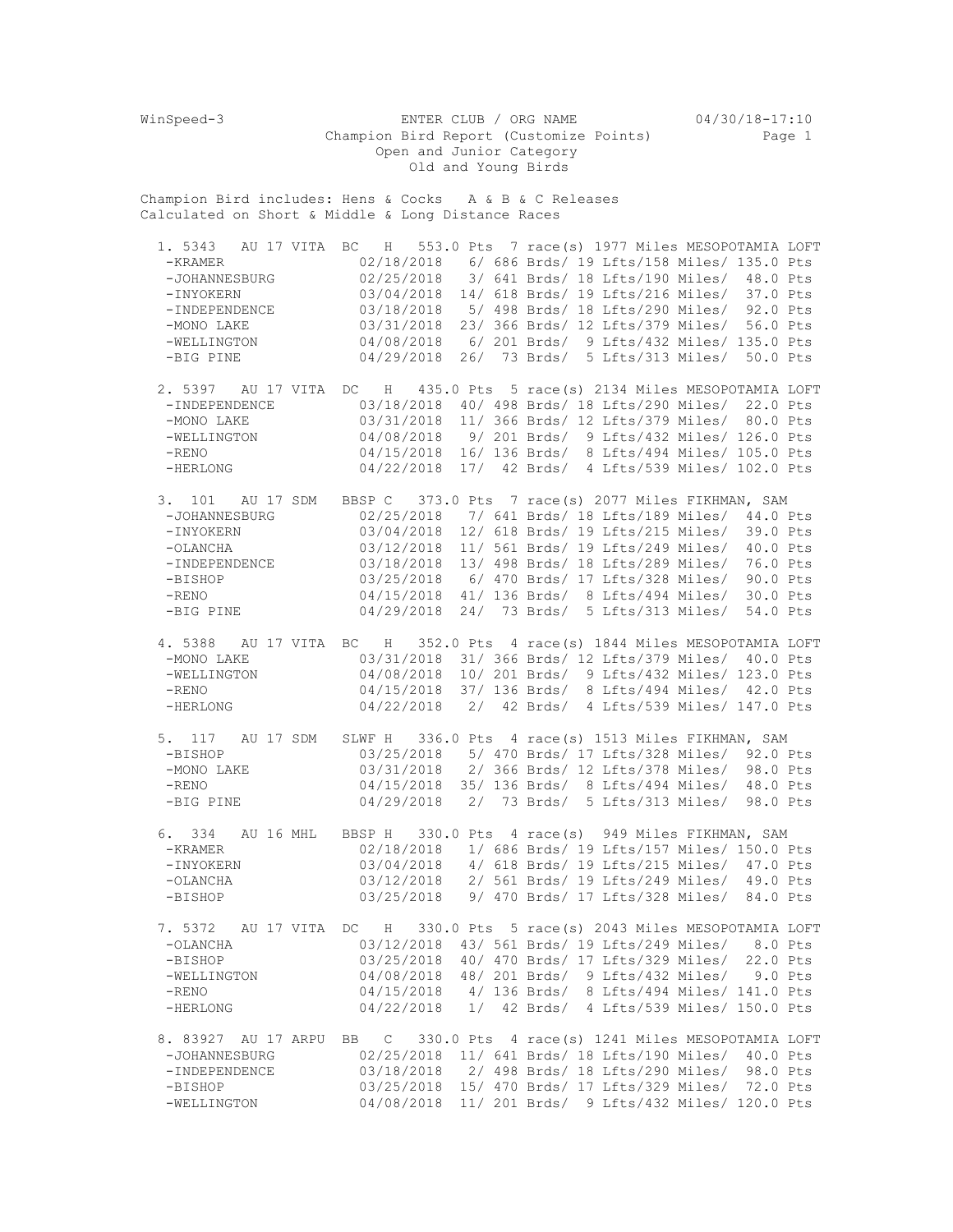WinSpeed-3 ENTER CLUB / ORG NAME 04/30/18-17:10

Champion Bird Report (Customize Points)

Open and Junior Category

Old and Young Birds

Champion Bird includes: Hens & Cocks A & B & C Releases
Calculated on Short & Middle & Long Distance Races

```
 1. 5343   AU 17 VITA  BC   H   553.0 Pts  7 race(s) 1977 Miles MESOPOTAMIA LOFT
  -KRAMER              02/18/2018   6/ 686 Brds/ 19 Lfts/158 Miles/ 135.0 Pts
  -JOHANNESBURG        02/25/2018   3/ 641 Brds/ 18 Lfts/190 Miles/  48.0 Pts
  -INYOKERN            03/04/2018  14/ 618 Brds/ 19 Lfts/216 Miles/  37.0 Pts
  -INDEPENDENCE        03/18/2018   5/ 498 Brds/ 18 Lfts/290 Miles/  92.0 Pts
  -MONO LAKE           03/31/2018  23/ 366 Brds/ 12 Lfts/379 Miles/  56.0 Pts
  -WELLINGTON          04/08/2018   6/ 201 Brds/  9 Lfts/432 Miles/ 135.0 Pts
  -BIG PINE            04/29/2018  26/  73 Brds/  5 Lfts/313 Miles/  50.0 Pts

 2. 5397   AU 17 VITA  DC   H   435.0 Pts  5 race(s) 2134 Miles MESOPOTAMIA LOFT
  -INDEPENDENCE        03/18/2018  40/ 498 Brds/ 18 Lfts/290 Miles/  22.0 Pts
  -MONO LAKE           03/31/2018  11/ 366 Brds/ 12 Lfts/379 Miles/  80.0 Pts
  -WELLINGTON          04/08/2018   9/ 201 Brds/  9 Lfts/432 Miles/ 126.0 Pts
  -RENO                04/15/2018  16/ 136 Brds/  8 Lfts/494 Miles/ 105.0 Pts
  -HERLONG             04/22/2018  17/  42 Brds/  4 Lfts/539 Miles/ 102.0 Pts

 3. 101    AU 17 SDM   BBSP C   373.0 Pts  7 race(s) 2077 Miles FIKHMAN, SAM
  -JOHANNESBURG        02/25/2018   7/ 641 Brds/ 18 Lfts/189 Miles/  44.0 Pts
  -INYOKERN            03/04/2018  12/ 618 Brds/ 19 Lfts/215 Miles/  39.0 Pts
  -OLANCHA             03/12/2018  11/ 561 Brds/ 19 Lfts/249 Miles/  40.0 Pts
  -INDEPENDENCE        03/18/2018  13/ 498 Brds/ 18 Lfts/289 Miles/  76.0 Pts
  -BISHOP              03/25/2018   6/ 470 Brds/ 17 Lfts/328 Miles/  90.0 Pts
  -RENO                04/15/2018  41/ 136 Brds/  8 Lfts/494 Miles/  30.0 Pts
  -BIG PINE            04/29/2018  24/  73 Brds/  5 Lfts/313 Miles/  54.0 Pts

 4. 5388   AU 17 VITA  BC   H   352.0 Pts  4 race(s) 1844 Miles MESOPOTAMIA LOFT
  -MONO LAKE           03/31/2018  31/ 366 Brds/ 12 Lfts/379 Miles/  40.0 Pts
  -WELLINGTON          04/08/2018  10/ 201 Brds/  9 Lfts/432 Miles/ 123.0 Pts
  -RENO                04/15/2018  37/ 136 Brds/  8 Lfts/494 Miles/  42.0 Pts
  -HERLONG             04/22/2018   2/  42 Brds/  4 Lfts/539 Miles/ 147.0 Pts

 5. 117    AU 17 SDM   SLWF H   336.0 Pts  4 race(s) 1513 Miles FIKHMAN, SAM
  -BISHOP              03/25/2018   5/ 470 Brds/ 17 Lfts/328 Miles/  92.0 Pts
  -MONO LAKE           03/31/2018   2/ 366 Brds/ 12 Lfts/378 Miles/  98.0 Pts
  -RENO                04/15/2018  35/ 136 Brds/  8 Lfts/494 Miles/  48.0 Pts
  -BIG PINE            04/29/2018   2/  73 Brds/  5 Lfts/313 Miles/  98.0 Pts

 6. 334    AU 16 MHL   BBSP H   330.0 Pts  4 race(s)  949 Miles FIKHMAN, SAM
  -KRAMER              02/18/2018   1/ 686 Brds/ 19 Lfts/157 Miles/ 150.0 Pts
  -INYOKERN            03/04/2018   4/ 618 Brds/ 19 Lfts/215 Miles/  47.0 Pts
  -OLANCHA             03/12/2018   2/ 561 Brds/ 19 Lfts/249 Miles/  49.0 Pts
  -BISHOP              03/25/2018   9/ 470 Brds/ 17 Lfts/328 Miles/  84.0 Pts

 7. 5372   AU 17 VITA  DC   H   330.0 Pts  5 race(s) 2043 Miles MESOPOTAMIA LOFT
  -OLANCHA             03/12/2018  43/ 561 Brds/ 19 Lfts/249 Miles/   8.0 Pts
  -BISHOP              03/25/2018  40/ 470 Brds/ 17 Lfts/329 Miles/  22.0 Pts
  -WELLINGTON          04/08/2018  48/ 201 Brds/  9 Lfts/432 Miles/   9.0 Pts
  -RENO                04/15/2018   4/ 136 Brds/  8 Lfts/494 Miles/ 141.0 Pts
  -HERLONG             04/22/2018   1/  42 Brds/  4 Lfts/539 Miles/ 150.0 Pts

 8. 83927  AU 17 ARPU  BB   C   330.0 Pts  4 race(s) 1241 Miles MESOPOTAMIA LOFT
  -JOHANNESBURG        02/25/2018  11/ 641 Brds/ 18 Lfts/190 Miles/  40.0 Pts
  -INDEPENDENCE        03/18/2018   2/ 498 Brds/ 18 Lfts/290 Miles/  98.0 Pts
  -BISHOP              03/25/2018  15/ 470 Brds/ 17 Lfts/329 Miles/  72.0 Pts
  -WELLINGTON          04/08/2018  11/ 201 Brds/  9 Lfts/432 Miles/ 120.0 Pts
```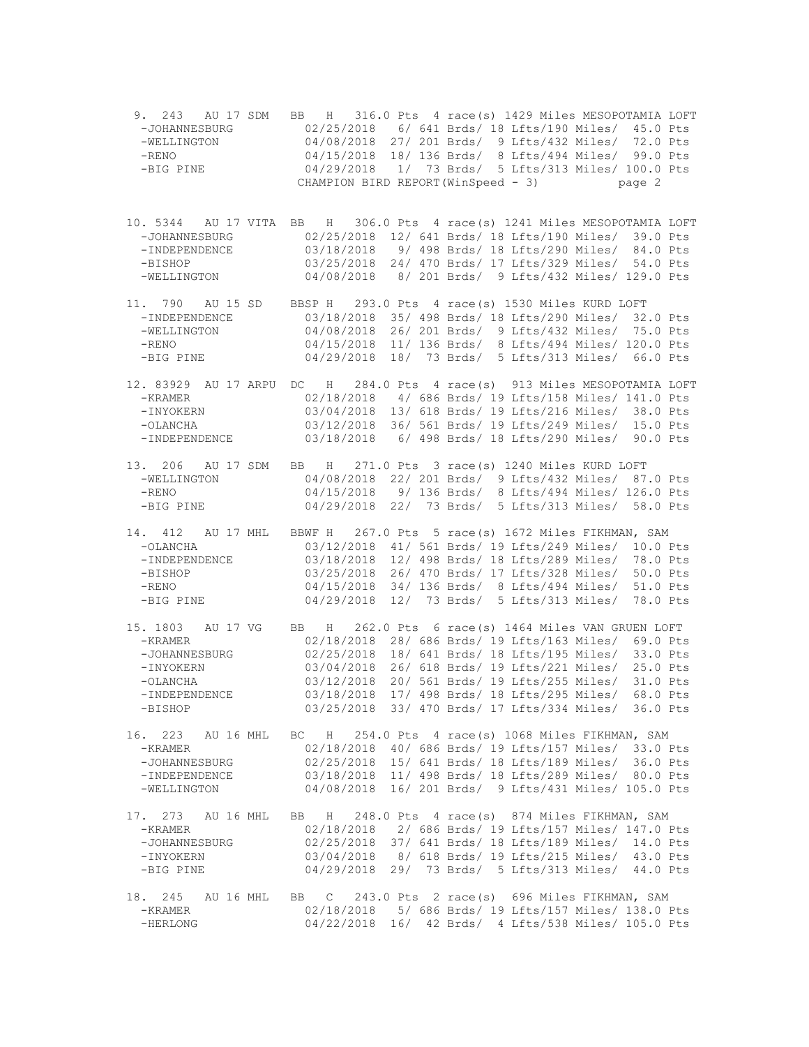```
 9. 243   AU 17 SDM   BB   H   316.0 Pts  4 race(s) 1429 Miles MESOPOTAMIA LOFT
   -JOHANNESBURG        02/25/2018   6/ 641 Brds/ 18 Lfts/190 Miles/  45.0 Pts
   -WELLINGTON          04/08/2018  27/ 201 Brds/  9 Lfts/432 Miles/  72.0 Pts
   -RENO                04/15/2018  18/ 136 Brds/  8 Lfts/494 Miles/  99.0 Pts
   -BIG PINE            04/29/2018   1/  73 Brds/  5 Lfts/313 Miles/ 100.0 Pts
                       CHAMPION BIRD REPORT(WinSpeed - 3)          page 2

10. 5344  AU 17 VITA  BB   H   306.0 Pts  4 race(s) 1241 Miles MESOPOTAMIA LOFT
   -JOHANNESBURG        02/25/2018  12/ 641 Brds/ 18 Lfts/190 Miles/  39.0 Pts
   -INDEPENDENCE        03/18/2018   9/ 498 Brds/ 18 Lfts/290 Miles/  84.0 Pts
   -BISHOP              03/25/2018  24/ 470 Brds/ 17 Lfts/329 Miles/  54.0 Pts
   -WELLINGTON          04/08/2018   8/ 201 Brds/  9 Lfts/432 Miles/ 129.0 Pts

11. 790   AU 15 SD    BBSP H   293.0 Pts  4 race(s) 1530 Miles KURD LOFT
   -INDEPENDENCE        03/18/2018  35/ 498 Brds/ 18 Lfts/290 Miles/  32.0 Pts
   -WELLINGTON          04/08/2018  26/ 201 Brds/  9 Lfts/432 Miles/  75.0 Pts
   -RENO                04/15/2018  11/ 136 Brds/  8 Lfts/494 Miles/ 120.0 Pts
   -BIG PINE            04/29/2018  18/  73 Brds/  5 Lfts/313 Miles/  66.0 Pts

12. 83929 AU 17 ARPU  DC   H   284.0 Pts  4 race(s)  913 Miles MESOPOTAMIA LOFT
   -KRAMER              02/18/2018   4/ 686 Brds/ 19 Lfts/158 Miles/ 141.0 Pts
   -INYOKERN            03/04/2018  13/ 618 Brds/ 19 Lfts/216 Miles/  38.0 Pts
   -OLANCHA             03/12/2018  36/ 561 Brds/ 19 Lfts/249 Miles/  15.0 Pts
   -INDEPENDENCE        03/18/2018   6/ 498 Brds/ 18 Lfts/290 Miles/  90.0 Pts

13. 206   AU 17 SDM   BB   H   271.0 Pts  3 race(s) 1240 Miles KURD LOFT
   -WELLINGTON          04/08/2018  22/ 201 Brds/  9 Lfts/432 Miles/  87.0 Pts
   -RENO                04/15/2018   9/ 136 Brds/  8 Lfts/494 Miles/ 126.0 Pts
   -BIG PINE            04/29/2018  22/  73 Brds/  5 Lfts/313 Miles/  58.0 Pts

14. 412   AU 17 MHL   BBWF H   267.0 Pts  5 race(s) 1672 Miles FIKHMAN, SAM
   -OLANCHA             03/12/2018  41/ 561 Brds/ 19 Lfts/249 Miles/  10.0 Pts
   -INDEPENDENCE        03/18/2018  12/ 498 Brds/ 18 Lfts/289 Miles/  78.0 Pts
   -BISHOP              03/25/2018  26/ 470 Brds/ 17 Lfts/328 Miles/  50.0 Pts
   -RENO                04/15/2018  34/ 136 Brds/  8 Lfts/494 Miles/  51.0 Pts
   -BIG PINE            04/29/2018  12/  73 Brds/  5 Lfts/313 Miles/  78.0 Pts

15. 1803  AU 17 VG    BB   H   262.0 Pts  6 race(s) 1464 Miles VAN GRUEN LOFT
   -KRAMER              02/18/2018  28/ 686 Brds/ 19 Lfts/163 Miles/  69.0 Pts
   -JOHANNESBURG        02/25/2018  18/ 641 Brds/ 18 Lfts/195 Miles/  33.0 Pts
   -INYOKERN            03/04/2018  26/ 618 Brds/ 19 Lfts/221 Miles/  25.0 Pts
   -OLANCHA             03/12/2018  20/ 561 Brds/ 19 Lfts/255 Miles/  31.0 Pts
   -INDEPENDENCE        03/18/2018  17/ 498 Brds/ 18 Lfts/295 Miles/  68.0 Pts
   -BISHOP              03/25/2018  33/ 470 Brds/ 17 Lfts/334 Miles/  36.0 Pts

16. 223   AU 16 MHL   BC   H   254.0 Pts  4 race(s) 1068 Miles FIKHMAN, SAM
   -KRAMER              02/18/2018  40/ 686 Brds/ 19 Lfts/157 Miles/  33.0 Pts
   -JOHANNESBURG        02/25/2018  15/ 641 Brds/ 18 Lfts/189 Miles/  36.0 Pts
   -INDEPENDENCE        03/18/2018  11/ 498 Brds/ 18 Lfts/289 Miles/  80.0 Pts
   -WELLINGTON          04/08/2018  16/ 201 Brds/  9 Lfts/431 Miles/ 105.0 Pts

17. 273   AU 16 MHL   BB   H   248.0 Pts  4 race(s)  874 Miles FIKHMAN, SAM
   -KRAMER              02/18/2018   2/ 686 Brds/ 19 Lfts/157 Miles/ 147.0 Pts
   -JOHANNESBURG        02/25/2018  37/ 641 Brds/ 18 Lfts/189 Miles/  14.0 Pts
   -INYOKERN            03/04/2018   8/ 618 Brds/ 19 Lfts/215 Miles/  43.0 Pts
   -BIG PINE            04/29/2018  29/  73 Brds/  5 Lfts/313 Miles/  44.0 Pts

18. 245   AU 16 MHL   BB   C   243.0 Pts  2 race(s)  696 Miles FIKHMAN, SAM
   -KRAMER              02/18/2018   5/ 686 Brds/ 19 Lfts/157 Miles/ 138.0 Pts
   -HERLONG             04/22/2018  16/  42 Brds/  4 Lfts/538 Miles/ 105.0 Pts
```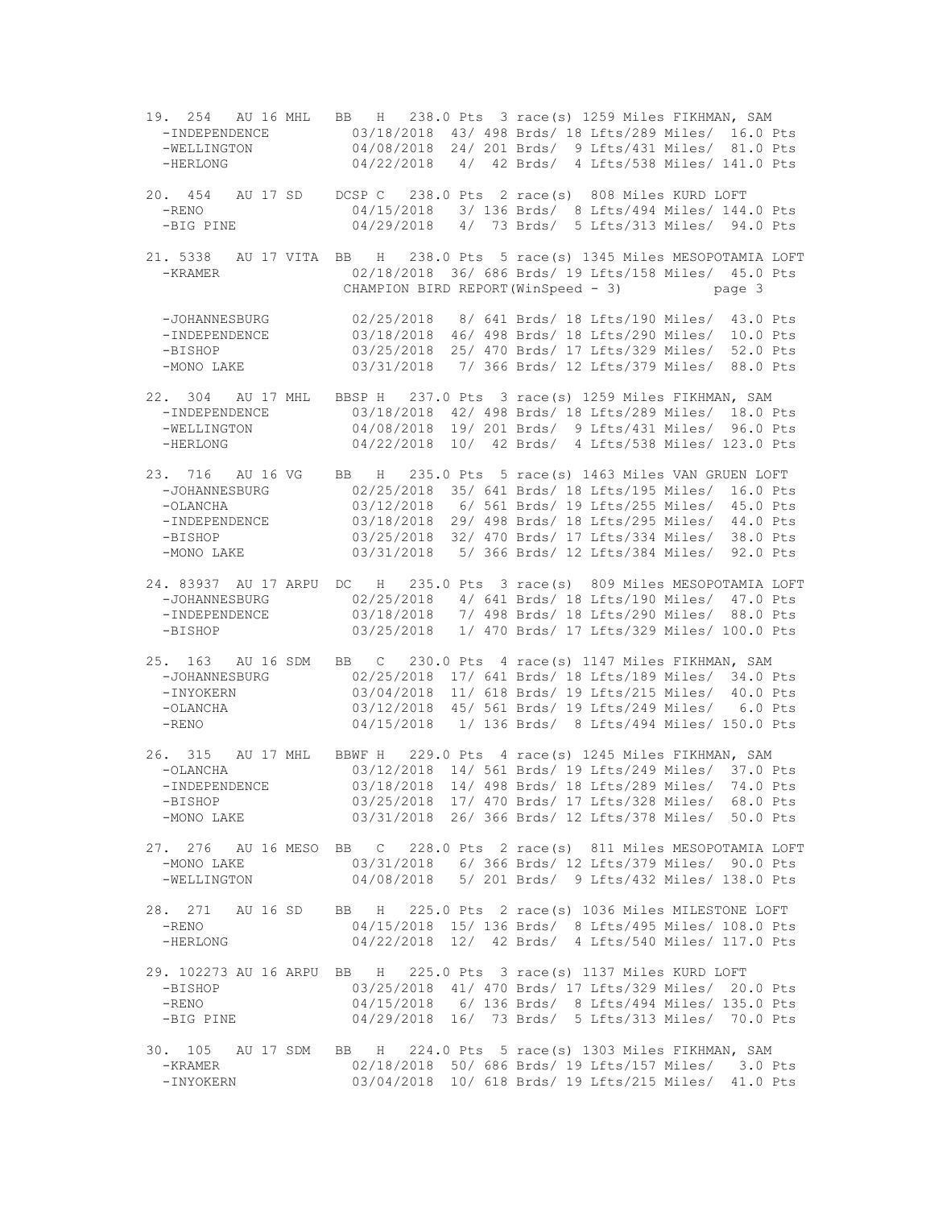```
19. 254   AU 16 MHL   BB   H   238.0 Pts  3 race(s) 1259 Miles FIKHMAN, SAM
  -INDEPENDENCE        03/18/2018  43/ 498 Brds/ 18 Lfts/289 Miles/  16.0 Pts
  -WELLINGTON          04/08/2018  24/ 201 Brds/  9 Lfts/431 Miles/  81.0 Pts
  -HERLONG             04/22/2018   4/  42 Brds/  4 Lfts/538 Miles/ 141.0 Pts

20. 454   AU 17 SD    DCSP C   238.0 Pts  2 race(s)  808 Miles KURD LOFT
  -RENO                04/15/2018   3/ 136 Brds/  8 Lfts/494 Miles/ 144.0 Pts
  -BIG PINE            04/29/2018   4/  73 Brds/  5 Lfts/313 Miles/  94.0 Pts

21. 5338   AU 17 VITA  BB   H   238.0 Pts  5 race(s) 1345 Miles MESOPOTAMIA LOFT
  -KRAMER              02/18/2018  36/ 686 Brds/ 19 Lfts/158 Miles/  45.0 Pts
  -JOHANNESBURG        02/25/2018   8/ 641 Brds/ 18 Lfts/190 Miles/  43.0 Pts
  -INDEPENDENCE        03/18/2018  46/ 498 Brds/ 18 Lfts/290 Miles/  10.0 Pts
  -BISHOP              03/25/2018  25/ 470 Brds/ 17 Lfts/329 Miles/  52.0 Pts
  -MONO LAKE           03/31/2018   7/ 366 Brds/ 12 Lfts/379 Miles/  88.0 Pts

22. 304   AU 17 MHL   BBSP H   237.0 Pts  3 race(s) 1259 Miles FIKHMAN, SAM
  -INDEPENDENCE        03/18/2018  42/ 498 Brds/ 18 Lfts/289 Miles/  18.0 Pts
  -WELLINGTON          04/08/2018  19/ 201 Brds/  9 Lfts/431 Miles/  96.0 Pts
  -HERLONG             04/22/2018  10/  42 Brds/  4 Lfts/538 Miles/ 123.0 Pts

23. 716   AU 16 VG    BB   H   235.0 Pts  5 race(s) 1463 Miles VAN GRUEN LOFT
  -JOHANNESBURG        02/25/2018  35/ 641 Brds/ 18 Lfts/195 Miles/  16.0 Pts
  -OLANCHA             03/12/2018   6/ 561 Brds/ 19 Lfts/255 Miles/  45.0 Pts
  -INDEPENDENCE        03/18/2018  29/ 498 Brds/ 18 Lfts/295 Miles/  44.0 Pts
  -BISHOP              03/25/2018  32/ 470 Brds/ 17 Lfts/334 Miles/  38.0 Pts
  -MONO LAKE           03/31/2018   5/ 366 Brds/ 12 Lfts/384 Miles/  92.0 Pts

24. 83937 AU 17 ARPU  DC   H   235.0 Pts  3 race(s)  809 Miles MESOPOTAMIA LOFT
  -JOHANNESBURG        02/25/2018   4/ 641 Brds/ 18 Lfts/190 Miles/  47.0 Pts
  -INDEPENDENCE        03/18/2018   7/ 498 Brds/ 18 Lfts/290 Miles/  88.0 Pts
  -BISHOP              03/25/2018   1/ 470 Brds/ 17 Lfts/329 Miles/ 100.0 Pts

25. 163   AU 16 SDM   BB   C   230.0 Pts  4 race(s) 1147 Miles FIKHMAN, SAM
  -JOHANNESBURG        02/25/2018  17/ 641 Brds/ 18 Lfts/189 Miles/  34.0 Pts
  -INYOKERN            03/04/2018  11/ 618 Brds/ 19 Lfts/215 Miles/  40.0 Pts
  -OLANCHA             03/12/2018  45/ 561 Brds/ 19 Lfts/249 Miles/   6.0 Pts
  -RENO                04/15/2018   1/ 136 Brds/  8 Lfts/494 Miles/ 150.0 Pts

26. 315   AU 17 MHL   BBWF H   229.0 Pts  4 race(s) 1245 Miles FIKHMAN, SAM
  -OLANCHA             03/12/2018  14/ 561 Brds/ 19 Lfts/249 Miles/  37.0 Pts
  -INDEPENDENCE        03/18/2018  14/ 498 Brds/ 18 Lfts/289 Miles/  74.0 Pts
  -BISHOP              03/25/2018  17/ 470 Brds/ 17 Lfts/328 Miles/  68.0 Pts
  -MONO LAKE           03/31/2018  26/ 366 Brds/ 12 Lfts/378 Miles/  50.0 Pts

27. 276   AU 16 MESO  BB   C   228.0 Pts  2 race(s)  811 Miles MESOPOTAMIA LOFT
  -MONO LAKE           03/31/2018   6/ 366 Brds/ 12 Lfts/379 Miles/  90.0 Pts
  -WELLINGTON          04/08/2018   5/ 201 Brds/  9 Lfts/432 Miles/ 138.0 Pts

28. 271   AU 16 SD    BB   H   225.0 Pts  2 race(s) 1036 Miles MILESTONE LOFT
  -RENO                04/15/2018  15/ 136 Brds/  8 Lfts/495 Miles/ 108.0 Pts
  -HERLONG             04/22/2018  12/  42 Brds/  4 Lfts/540 Miles/ 117.0 Pts

29. 102273 AU 16 ARPU BB   H   225.0 Pts  3 race(s) 1137 Miles KURD LOFT
  -BISHOP              03/25/2018  41/ 470 Brds/ 17 Lfts/329 Miles/  20.0 Pts
  -RENO                04/15/2018   6/ 136 Brds/  8 Lfts/494 Miles/ 135.0 Pts
  -BIG PINE            04/29/2018  16/  73 Brds/  5 Lfts/313 Miles/  70.0 Pts

30. 105   AU 17 SDM   BB   H   224.0 Pts  5 race(s) 1303 Miles FIKHMAN, SAM
  -KRAMER              02/18/2018  50/ 686 Brds/ 19 Lfts/157 Miles/   3.0 Pts
  -INYOKERN            03/04/2018  10/ 618 Brds/ 19 Lfts/215 Miles/  41.0 Pts
```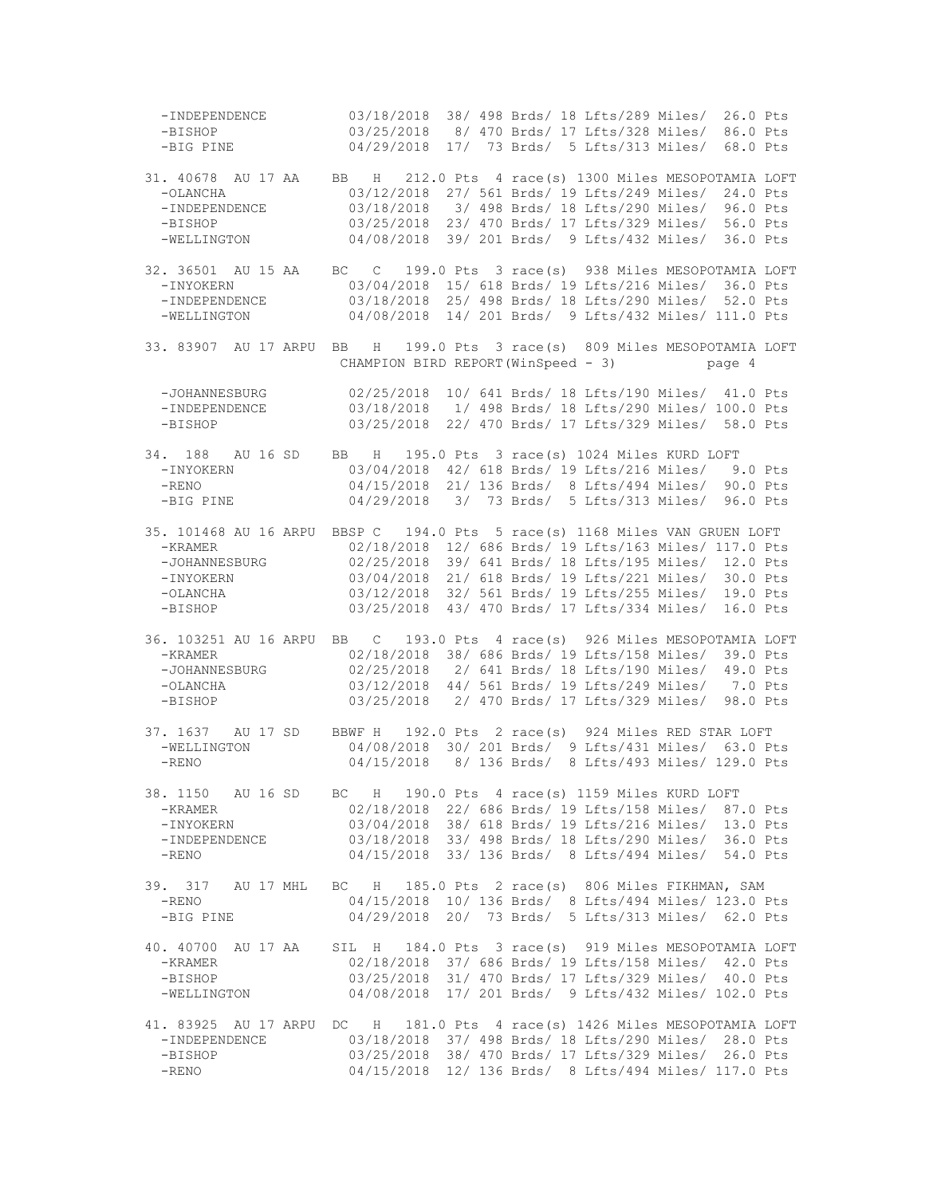```
  -INDEPENDENCE         03/18/2018  38/ 498 Brds/ 18 Lfts/289 Miles/  26.0 Pts
  -BISHOP               03/25/2018   8/ 470 Brds/ 17 Lfts/328 Miles/  86.0 Pts
  -BIG PINE             04/29/2018  17/  73 Brds/  5 Lfts/313 Miles/  68.0 Pts

31. 40678  AU 17 AA    BB   H   212.0 Pts  4 race(s) 1300 Miles MESOPOTAMIA LOFT
  -OLANCHA              03/12/2018  27/ 561 Brds/ 19 Lfts/249 Miles/  24.0 Pts
  -INDEPENDENCE         03/18/2018   3/ 498 Brds/ 18 Lfts/290 Miles/  96.0 Pts
  -BISHOP               03/25/2018  23/ 470 Brds/ 17 Lfts/329 Miles/  56.0 Pts
  -WELLINGTON           04/08/2018  39/ 201 Brds/  9 Lfts/432 Miles/  36.0 Pts

32. 36501  AU 15 AA    BC   C   199.0 Pts  3 race(s)  938 Miles MESOPOTAMIA LOFT
  -INYOKERN             03/04/2018  15/ 618 Brds/ 19 Lfts/216 Miles/  36.0 Pts
  -INDEPENDENCE         03/18/2018  25/ 498 Brds/ 18 Lfts/290 Miles/  52.0 Pts
  -WELLINGTON           04/08/2018  14/ 201 Brds/  9 Lfts/432 Miles/ 111.0 Pts

33. 83907  AU 17 ARPU  BB   H   199.0 Pts  3 race(s)  809 Miles MESOPOTAMIA LOFT

  -JOHANNESBURG         02/25/2018  10/ 641 Brds/ 18 Lfts/190 Miles/  41.0 Pts
  -INDEPENDENCE         03/18/2018   1/ 498 Brds/ 18 Lfts/290 Miles/ 100.0 Pts
  -BISHOP               03/25/2018  22/ 470 Brds/ 17 Lfts/329 Miles/  58.0 Pts

34. 188    AU 16 SD    BB   H   195.0 Pts  3 race(s) 1024 Miles KURD LOFT
  -INYOKERN             03/04/2018  42/ 618 Brds/ 19 Lfts/216 Miles/   9.0 Pts
  -RENO                 04/15/2018  21/ 136 Brds/  8 Lfts/494 Miles/  90.0 Pts
  -BIG PINE             04/29/2018   3/  73 Brds/  5 Lfts/313 Miles/  96.0 Pts

35. 101468 AU 16 ARPU  BBSP C   194.0 Pts  5 race(s) 1168 Miles VAN GRUEN LOFT
  -KRAMER               02/18/2018  12/ 686 Brds/ 19 Lfts/163 Miles/ 117.0 Pts
  -JOHANNESBURG         02/25/2018  39/ 641 Brds/ 18 Lfts/195 Miles/  12.0 Pts
  -INYOKERN             03/04/2018  21/ 618 Brds/ 19 Lfts/221 Miles/  30.0 Pts
  -OLANCHA              03/12/2018  32/ 561 Brds/ 19 Lfts/255 Miles/  19.0 Pts
  -BISHOP               03/25/2018  43/ 470 Brds/ 17 Lfts/334 Miles/  16.0 Pts

36. 103251 AU 16 ARPU  BB   C   193.0 Pts  4 race(s)  926 Miles MESOPOTAMIA LOFT
  -KRAMER               02/18/2018  38/ 686 Brds/ 19 Lfts/158 Miles/  39.0 Pts
  -JOHANNESBURG         02/25/2018   2/ 641 Brds/ 18 Lfts/190 Miles/  49.0 Pts
  -OLANCHA              03/12/2018  44/ 561 Brds/ 19 Lfts/249 Miles/   7.0 Pts
  -BISHOP               03/25/2018   2/ 470 Brds/ 17 Lfts/329 Miles/  98.0 Pts

37. 1637   AU 17 SD    BBWF H   192.0 Pts  2 race(s)  924 Miles RED STAR LOFT
  -WELLINGTON           04/08/2018  30/ 201 Brds/  9 Lfts/431 Miles/  63.0 Pts
  -RENO                 04/15/2018   8/ 136 Brds/  8 Lfts/493 Miles/ 129.0 Pts

38. 1150   AU 16 SD    BC   H   190.0 Pts  4 race(s) 1159 Miles KURD LOFT
  -KRAMER               02/18/2018  22/ 686 Brds/ 19 Lfts/158 Miles/  87.0 Pts
  -INYOKERN             03/04/2018  38/ 618 Brds/ 19 Lfts/216 Miles/  13.0 Pts
  -INDEPENDENCE         03/18/2018  33/ 498 Brds/ 18 Lfts/290 Miles/  36.0 Pts
  -RENO                 04/15/2018  33/ 136 Brds/  8 Lfts/494 Miles/  54.0 Pts

39. 317    AU 17 MHL   BC   H   185.0 Pts  2 race(s)  806 Miles FIKHMAN, SAM
  -RENO                 04/15/2018  10/ 136 Brds/  8 Lfts/494 Miles/ 123.0 Pts
  -BIG PINE             04/29/2018  20/  73 Brds/  5 Lfts/313 Miles/  62.0 Pts

40. 40700  AU 17 AA    SIL  H   184.0 Pts  3 race(s)  919 Miles MESOPOTAMIA LOFT
  -KRAMER               02/18/2018  37/ 686 Brds/ 19 Lfts/158 Miles/  42.0 Pts
  -BISHOP               03/25/2018  31/ 470 Brds/ 17 Lfts/329 Miles/  40.0 Pts
  -WELLINGTON           04/08/2018  17/ 201 Brds/  9 Lfts/432 Miles/ 102.0 Pts

41. 83925  AU 17 ARPU  DC   H   181.0 Pts  4 race(s) 1426 Miles MESOPOTAMIA LOFT
  -INDEPENDENCE         03/18/2018  37/ 498 Brds/ 18 Lfts/290 Miles/  28.0 Pts
  -BISHOP               03/25/2018  38/ 470 Brds/ 17 Lfts/329 Miles/  26.0 Pts
  -RENO                 04/15/2018  12/ 136 Brds/  8 Lfts/494 Miles/ 117.0 Pts
```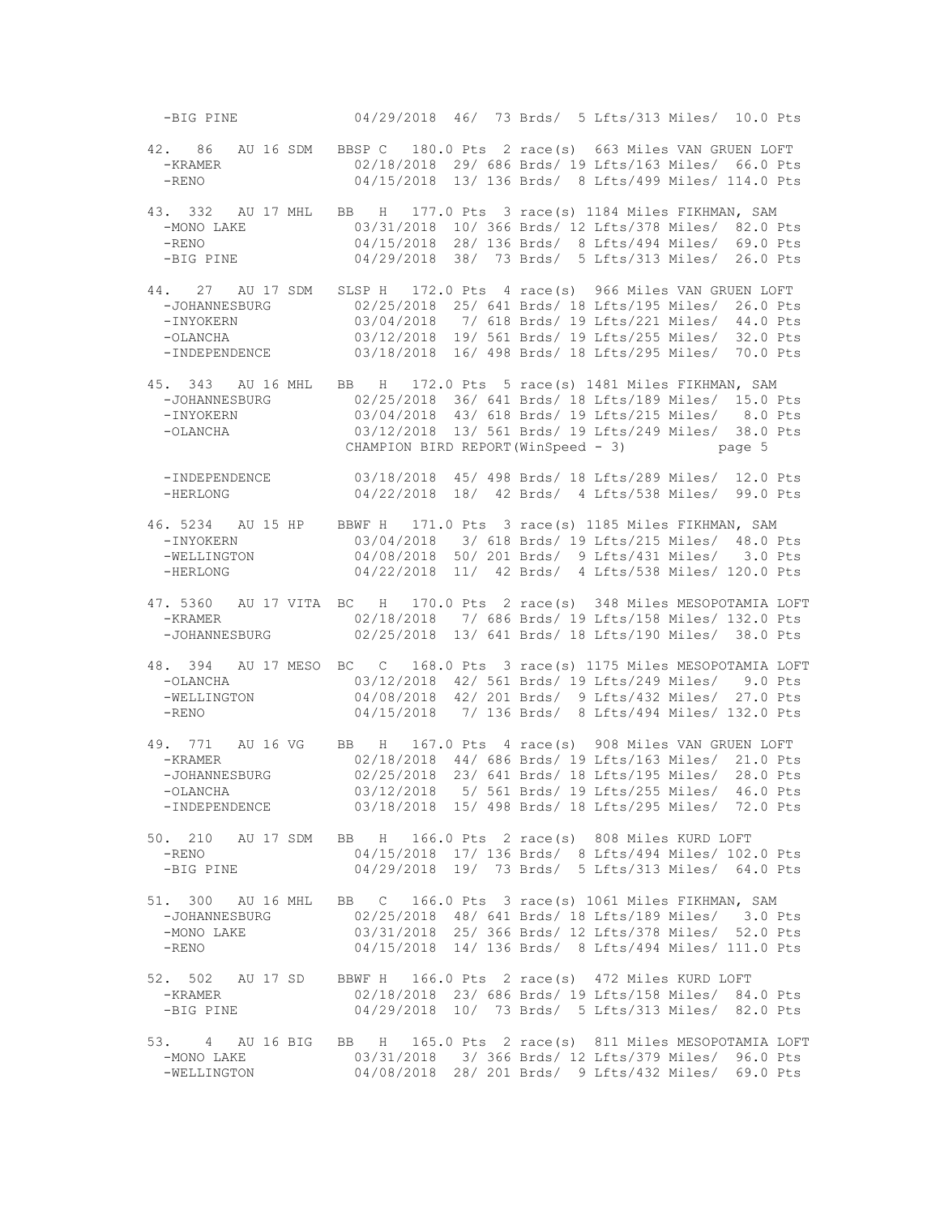```
  -BIG PINE            04/29/2018  46/  73 Brds/  5 Lfts/313 Miles/  10.0 Pts

42.  86   AU 16 SDM   BBSP C   180.0 Pts  2 race(s)  663 Miles VAN GRUEN LOFT
  -KRAMER              02/18/2018  29/ 686 Brds/ 19 Lfts/163 Miles/  66.0 Pts
  -RENO                04/15/2018  13/ 136 Brds/  8 Lfts/499 Miles/ 114.0 Pts

43. 332   AU 17 MHL   BB   H   177.0 Pts  3 race(s) 1184 Miles FIKHMAN, SAM
  -MONO LAKE           03/31/2018  10/ 366 Brds/ 12 Lfts/378 Miles/  82.0 Pts
  -RENO                04/15/2018  28/ 136 Brds/  8 Lfts/494 Miles/  69.0 Pts
  -BIG PINE            04/29/2018  38/  73 Brds/  5 Lfts/313 Miles/  26.0 Pts

44.  27   AU 17 SDM   SLSP H   172.0 Pts  4 race(s)  966 Miles VAN GRUEN LOFT
  -JOHANNESBURG        02/25/2018  25/ 641 Brds/ 18 Lfts/195 Miles/  26.0 Pts
  -INYOKERN            03/04/2018   7/ 618 Brds/ 19 Lfts/221 Miles/  44.0 Pts
  -OLANCHA             03/12/2018  19/ 561 Brds/ 19 Lfts/255 Miles/  32.0 Pts
  -INDEPENDENCE        03/18/2018  16/ 498 Brds/ 18 Lfts/295 Miles/  70.0 Pts

45. 343   AU 16 MHL   BB   H   172.0 Pts  5 race(s) 1481 Miles FIKHMAN, SAM
  -JOHANNESBURG        02/25/2018  36/ 641 Brds/ 18 Lfts/189 Miles/  15.0 Pts
  -INYOKERN            03/04/2018  43/ 618 Brds/ 19 Lfts/215 Miles/   8.0 Pts
  -OLANCHA             03/12/2018  13/ 561 Brds/ 19 Lfts/249 Miles/  38.0 Pts
  -INDEPENDENCE        03/18/2018  45/ 498 Brds/ 18 Lfts/289 Miles/  12.0 Pts
  -HERLONG             04/22/2018  18/  42 Brds/  4 Lfts/538 Miles/  99.0 Pts

46. 5234  AU 15 HP    BBWF H   171.0 Pts  3 race(s) 1185 Miles FIKHMAN, SAM
  -INYOKERN            03/04/2018   3/ 618 Brds/ 19 Lfts/215 Miles/  48.0 Pts
  -WELLINGTON          04/08/2018  50/ 201 Brds/  9 Lfts/431 Miles/   3.0 Pts
  -HERLONG             04/22/2018  11/  42 Brds/  4 Lfts/538 Miles/ 120.0 Pts

47. 5360  AU 17 VITA  BC   H   170.0 Pts  2 race(s)  348 Miles MESOPOTAMIA LOFT
  -KRAMER              02/18/2018   7/ 686 Brds/ 19 Lfts/158 Miles/ 132.0 Pts
  -JOHANNESBURG        02/25/2018  13/ 641 Brds/ 18 Lfts/190 Miles/  38.0 Pts

48. 394   AU 17 MESO  BC   C   168.0 Pts  3 race(s) 1175 Miles MESOPOTAMIA LOFT
  -OLANCHA             03/12/2018  42/ 561 Brds/ 19 Lfts/249 Miles/   9.0 Pts
  -WELLINGTON          04/08/2018  42/ 201 Brds/  9 Lfts/432 Miles/  27.0 Pts
  -RENO                04/15/2018   7/ 136 Brds/  8 Lfts/494 Miles/ 132.0 Pts

49. 771   AU 16 VG    BB   H   167.0 Pts  4 race(s)  908 Miles VAN GRUEN LOFT
  -KRAMER              02/18/2018  44/ 686 Brds/ 19 Lfts/163 Miles/  21.0 Pts
  -JOHANNESBURG        02/25/2018  23/ 641 Brds/ 18 Lfts/195 Miles/  28.0 Pts
  -OLANCHA             03/12/2018   5/ 561 Brds/ 19 Lfts/255 Miles/  46.0 Pts
  -INDEPENDENCE        03/18/2018  15/ 498 Brds/ 18 Lfts/295 Miles/  72.0 Pts

50. 210   AU 17 SDM   BB   H   166.0 Pts  2 race(s)  808 Miles KURD LOFT
  -RENO                04/15/2018  17/ 136 Brds/  8 Lfts/494 Miles/ 102.0 Pts
  -BIG PINE            04/29/2018  19/  73 Brds/  5 Lfts/313 Miles/  64.0 Pts

51. 300   AU 16 MHL   BB   C   166.0 Pts  3 race(s) 1061 Miles FIKHMAN, SAM
  -JOHANNESBURG        02/25/2018  48/ 641 Brds/ 18 Lfts/189 Miles/   3.0 Pts
  -MONO LAKE           03/31/2018  25/ 366 Brds/ 12 Lfts/378 Miles/  52.0 Pts
  -RENO                04/15/2018  14/ 136 Brds/  8 Lfts/494 Miles/ 111.0 Pts

52. 502   AU 17 SD    BBWF H   166.0 Pts  2 race(s)  472 Miles KURD LOFT
  -KRAMER              02/18/2018  23/ 686 Brds/ 19 Lfts/158 Miles/  84.0 Pts
  -BIG PINE            04/29/2018  10/  73 Brds/  5 Lfts/313 Miles/  82.0 Pts

53.   4   AU 16 BIG   BB   H   165.0 Pts  2 race(s)  811 Miles MESOPOTAMIA LOFT
  -MONO LAKE           03/31/2018   3/ 366 Brds/ 12 Lfts/379 Miles/  96.0 Pts
  -WELLINGTON          04/08/2018  28/ 201 Brds/  9 Lfts/432 Miles/  69.0 Pts
```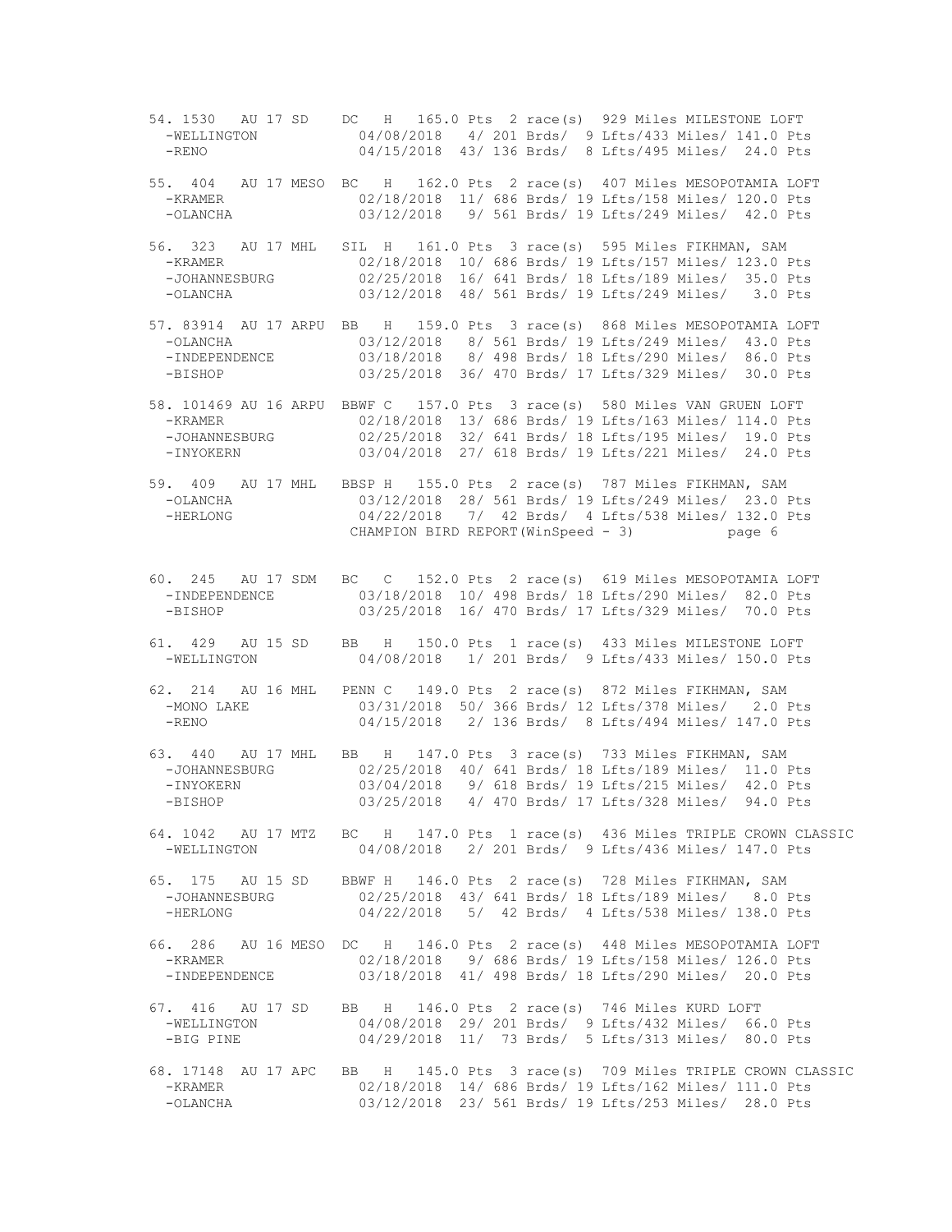```
54. 1530   AU 17 SD    DC   H   165.0 Pts  2 race(s)  929 Miles MILESTONE LOFT
  -WELLINGTON           04/08/2018   4/ 201 Brds/  9 Lfts/433 Miles/ 141.0 Pts
  -RENO                 04/15/2018  43/ 136 Brds/  8 Lfts/495 Miles/  24.0 Pts

55. 404   AU 17 MESO  BC   H   162.0 Pts  2 race(s)  407 Miles MESOPOTAMIA LOFT
  -KRAMER               02/18/2018  11/ 686 Brds/ 19 Lfts/158 Miles/ 120.0 Pts
  -OLANCHA              03/12/2018   9/ 561 Brds/ 19 Lfts/249 Miles/  42.0 Pts

56. 323   AU 17 MHL   SIL  H   161.0 Pts  3 race(s)  595 Miles FIKHMAN, SAM
  -KRAMER               02/18/2018  10/ 686 Brds/ 19 Lfts/157 Miles/ 123.0 Pts
  -JOHANNESBURG         02/25/2018  16/ 641 Brds/ 18 Lfts/189 Miles/  35.0 Pts
  -OLANCHA              03/12/2018  48/ 561 Brds/ 19 Lfts/249 Miles/   3.0 Pts

57. 83914  AU 17 ARPU  BB   H   159.0 Pts  3 race(s)  868 Miles MESOPOTAMIA LOFT
  -OLANCHA              03/12/2018   8/ 561 Brds/ 19 Lfts/249 Miles/  43.0 Pts
  -INDEPENDENCE         03/18/2018   8/ 498 Brds/ 18 Lfts/290 Miles/  86.0 Pts
  -BISHOP               03/25/2018  36/ 470 Brds/ 17 Lfts/329 Miles/  30.0 Pts

58. 101469 AU 16 ARPU  BBWF C   157.0 Pts  3 race(s)  580 Miles VAN GRUEN LOFT
  -KRAMER               02/18/2018  13/ 686 Brds/ 19 Lfts/163 Miles/ 114.0 Pts
  -JOHANNESBURG         02/25/2018  32/ 641 Brds/ 18 Lfts/195 Miles/  19.0 Pts
  -INYOKERN             03/04/2018  27/ 618 Brds/ 19 Lfts/221 Miles/  24.0 Pts

59. 409   AU 17 MHL   BBSP H   155.0 Pts  2 race(s)  787 Miles FIKHMAN, SAM
  -OLANCHA              03/12/2018  28/ 561 Brds/ 19 Lfts/249 Miles/  23.0 Pts
  -HERLONG              04/22/2018   7/  42 Brds/  4 Lfts/538 Miles/ 132.0 Pts
                       CHAMPION BIRD REPORT(WinSpeed - 3)          page 6

60. 245   AU 17 SDM   BC   C   152.0 Pts  2 race(s)  619 Miles MESOPOTAMIA LOFT
  -INDEPENDENCE         03/18/2018  10/ 498 Brds/ 18 Lfts/290 Miles/  82.0 Pts
  -BISHOP               03/25/2018  16/ 470 Brds/ 17 Lfts/329 Miles/  70.0 Pts

61. 429   AU 15 SD    BB   H   150.0 Pts  1 race(s)  433 Miles MILESTONE LOFT
  -WELLINGTON           04/08/2018   1/ 201 Brds/  9 Lfts/433 Miles/ 150.0 Pts

62. 214   AU 16 MHL   PENN C   149.0 Pts  2 race(s)  872 Miles FIKHMAN, SAM
  -MONO LAKE            03/31/2018  50/ 366 Brds/ 12 Lfts/378 Miles/   2.0 Pts
  -RENO                 04/15/2018   2/ 136 Brds/  8 Lfts/494 Miles/ 147.0 Pts

63. 440   AU 17 MHL   BB   H   147.0 Pts  3 race(s)  733 Miles FIKHMAN, SAM
  -JOHANNESBURG         02/25/2018  40/ 641 Brds/ 18 Lfts/189 Miles/  11.0 Pts
  -INYOKERN             03/04/2018   9/ 618 Brds/ 19 Lfts/215 Miles/  42.0 Pts
  -BISHOP               03/25/2018   4/ 470 Brds/ 17 Lfts/328 Miles/  94.0 Pts

64. 1042  AU 17 MTZ   BC   H   147.0 Pts  1 race(s)  436 Miles TRIPLE CROWN CLASSIC
  -WELLINGTON           04/08/2018   2/ 201 Brds/  9 Lfts/436 Miles/ 147.0 Pts

65. 175   AU 15 SD    BBWF H   146.0 Pts  2 race(s)  728 Miles FIKHMAN, SAM
  -JOHANNESBURG         02/25/2018  43/ 641 Brds/ 18 Lfts/189 Miles/   8.0 Pts
  -HERLONG              04/22/2018   5/  42 Brds/  4 Lfts/538 Miles/ 138.0 Pts

66. 286   AU 16 MESO  DC   H   146.0 Pts  2 race(s)  448 Miles MESOPOTAMIA LOFT
  -KRAMER               02/18/2018   9/ 686 Brds/ 19 Lfts/158 Miles/ 126.0 Pts
  -INDEPENDENCE         03/18/2018  41/ 498 Brds/ 18 Lfts/290 Miles/  20.0 Pts

67. 416   AU 17 SD    BB   H   146.0 Pts  2 race(s)  746 Miles KURD LOFT
  -WELLINGTON           04/08/2018  29/ 201 Brds/  9 Lfts/432 Miles/  66.0 Pts
  -BIG PINE             04/29/2018  11/  73 Brds/  5 Lfts/313 Miles/  80.0 Pts

68. 17148 AU 17 APC   BB   H   145.0 Pts  3 race(s)  709 Miles TRIPLE CROWN CLASSIC
  -KRAMER               02/18/2018  14/ 686 Brds/ 19 Lfts/162 Miles/ 111.0 Pts
  -OLANCHA              03/12/2018  23/ 561 Brds/ 19 Lfts/253 Miles/  28.0 Pts
```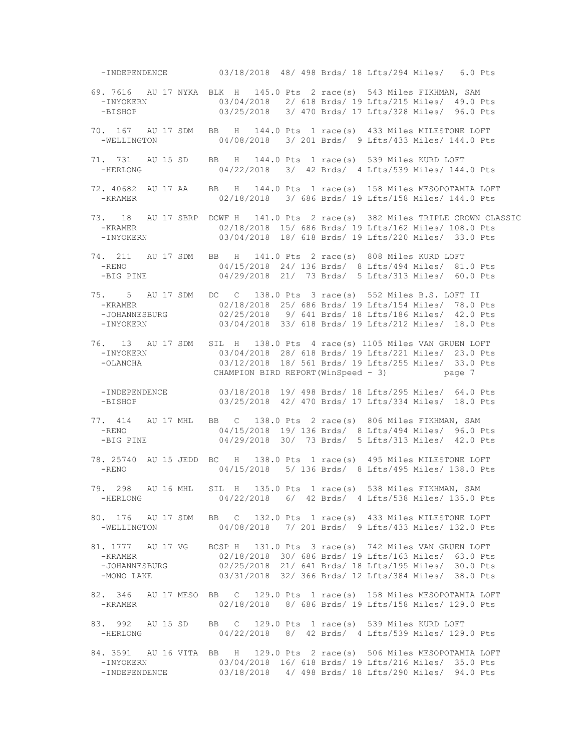```
  -INDEPENDENCE         03/18/2018  48/ 498 Brds/ 18 Lfts/294 Miles/   6.0 Pts

69. 7616   AU 17 NYKA  BLK  H  145.0 Pts  2 race(s)  543 Miles FIKHMAN, SAM
  -INYOKERN             03/04/2018   2/ 618 Brds/ 19 Lfts/215 Miles/  49.0 Pts
  -BISHOP               03/25/2018   3/ 470 Brds/ 17 Lfts/328 Miles/  96.0 Pts

70. 167   AU 17 SDM   BB   H  144.0 Pts  1 race(s)  433 Miles MILESTONE LOFT
  -WELLINGTON           04/08/2018   3/ 201 Brds/  9 Lfts/433 Miles/ 144.0 Pts

71. 731   AU 15 SD    BB   H  144.0 Pts  1 race(s)  539 Miles KURD LOFT
  -HERLONG              04/22/2018   3/  42 Brds/  4 Lfts/539 Miles/ 144.0 Pts

72. 40682  AU 17 AA   BB   H  144.0 Pts  1 race(s)  158 Miles MESOPOTAMIA LOFT
  -KRAMER               02/18/2018   3/ 686 Brds/ 19 Lfts/158 Miles/ 144.0 Pts

73.  18   AU 17 SBRP  DCWF H  141.0 Pts  2 race(s)  382 Miles TRIPLE CROWN CLASSIC
  -KRAMER               02/18/2018  15/ 686 Brds/ 19 Lfts/162 Miles/ 108.0 Pts
  -INYOKERN             03/04/2018  18/ 618 Brds/ 19 Lfts/220 Miles/  33.0 Pts

74. 211   AU 17 SDM   BB   H  141.0 Pts  2 race(s)  808 Miles KURD LOFT
  -RENO                 04/15/2018  24/ 136 Brds/  8 Lfts/494 Miles/  81.0 Pts
  -BIG PINE             04/29/2018  21/  73 Brds/  5 Lfts/313 Miles/  60.0 Pts

75.   5   AU 17 SDM   DC   C  138.0 Pts  3 race(s)  552 Miles B.S. LOFT II
  -KRAMER               02/18/2018  25/ 686 Brds/ 19 Lfts/154 Miles/  78.0 Pts
  -JOHANNESBURG         02/25/2018   9/ 641 Brds/ 18 Lfts/186 Miles/  42.0 Pts
  -INYOKERN             03/04/2018  33/ 618 Brds/ 19 Lfts/212 Miles/  18.0 Pts

76.  13   AU 17 SDM   SIL  H  138.0 Pts  4 race(s) 1105 Miles VAN GRUEN LOFT
  -INYOKERN             03/04/2018  28/ 618 Brds/ 19 Lfts/221 Miles/  23.0 Pts
  -OLANCHA              03/12/2018  18/ 561 Brds/ 19 Lfts/255 Miles/  33.0 Pts
  -INDEPENDENCE         03/18/2018  19/ 498 Brds/ 18 Lfts/295 Miles/  64.0 Pts
  -BISHOP               03/25/2018  42/ 470 Brds/ 17 Lfts/334 Miles/  18.0 Pts

77. 414   AU 17 MHL   BB   C  138.0 Pts  2 race(s)  806 Miles FIKHMAN, SAM
  -RENO                 04/15/2018  19/ 136 Brds/  8 Lfts/494 Miles/  96.0 Pts
  -BIG PINE             04/29/2018  30/  73 Brds/  5 Lfts/313 Miles/  42.0 Pts

78. 25740  AU 15 JEDD  BC   H  138.0 Pts  1 race(s)  495 Miles MILESTONE LOFT
  -RENO                 04/15/2018   5/ 136 Brds/  8 Lfts/495 Miles/ 138.0 Pts

79. 298   AU 16 MHL   SIL  H  135.0 Pts  1 race(s)  538 Miles FIKHMAN, SAM
  -HERLONG              04/22/2018   6/  42 Brds/  4 Lfts/538 Miles/ 135.0 Pts

80. 176   AU 17 SDM   BB   C  132.0 Pts  1 race(s)  433 Miles MILESTONE LOFT
  -WELLINGTON           04/08/2018   7/ 201 Brds/  9 Lfts/433 Miles/ 132.0 Pts

81. 1777   AU 17 VG    BCSP H  131.0 Pts  3 race(s)  742 Miles VAN GRUEN LOFT
  -KRAMER               02/18/2018  30/ 686 Brds/ 19 Lfts/163 Miles/  63.0 Pts
  -JOHANNESBURG         02/25/2018  21/ 641 Brds/ 18 Lfts/195 Miles/  30.0 Pts
  -MONO LAKE            03/31/2018  32/ 366 Brds/ 12 Lfts/384 Miles/  38.0 Pts

82. 346   AU 17 MESO  BB   C  129.0 Pts  1 race(s)  158 Miles MESOPOTAMIA LOFT
  -KRAMER               02/18/2018   8/ 686 Brds/ 19 Lfts/158 Miles/ 129.0 Pts

83. 992   AU 15 SD    BB   C  129.0 Pts  1 race(s)  539 Miles KURD LOFT
  -HERLONG              04/22/2018   8/  42 Brds/  4 Lfts/539 Miles/ 129.0 Pts

84. 3591   AU 16 VITA  BB   H  129.0 Pts  2 race(s)  506 Miles MESOPOTAMIA LOFT
  -INYOKERN             03/04/2018  16/ 618 Brds/ 19 Lfts/216 Miles/  35.0 Pts
  -INDEPENDENCE         03/18/2018   4/ 498 Brds/ 18 Lfts/290 Miles/  94.0 Pts
```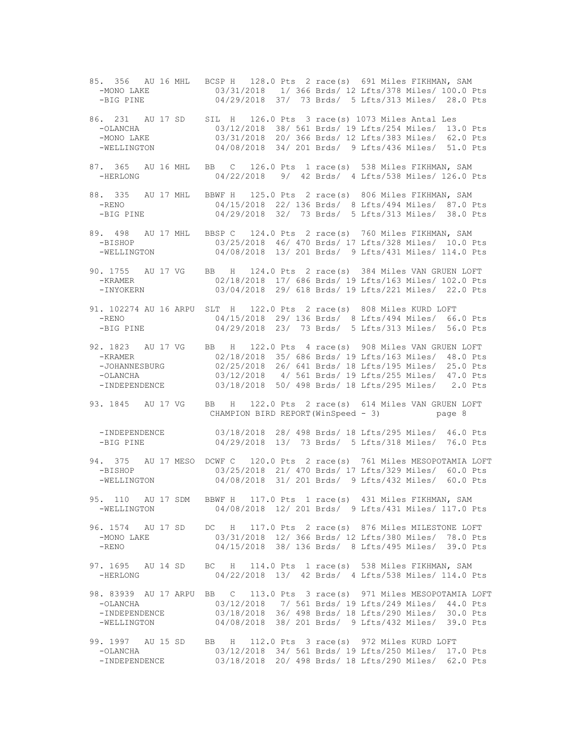```
85. 356   AU 16 MHL   BCSP H   128.0 Pts  2 race(s)  691 Miles FIKHMAN, SAM
  -MONO LAKE            03/31/2018   1/ 366 Brds/ 12 Lfts/378 Miles/ 100.0 Pts
  -BIG PINE             04/29/2018  37/  73 Brds/  5 Lfts/313 Miles/  28.0 Pts

86. 231   AU 17 SD    SIL  H   126.0 Pts  3 race(s) 1073 Miles Antal Les
  -OLANCHA              03/12/2018  38/ 561 Brds/ 19 Lfts/254 Miles/  13.0 Pts
  -MONO LAKE            03/31/2018  20/ 366 Brds/ 12 Lfts/383 Miles/  62.0 Pts
  -WELLINGTON           04/08/2018  34/ 201 Brds/  9 Lfts/436 Miles/  51.0 Pts

87. 365   AU 16 MHL   BB   C   126.0 Pts  1 race(s)  538 Miles FIKHMAN, SAM
  -HERLONG              04/22/2018   9/  42 Brds/  4 Lfts/538 Miles/ 126.0 Pts

88. 335   AU 17 MHL   BBWF H   125.0 Pts  2 race(s)  806 Miles FIKHMAN, SAM
  -RENO                 04/15/2018  22/ 136 Brds/  8 Lfts/494 Miles/  87.0 Pts
  -BIG PINE             04/29/2018  32/  73 Brds/  5 Lfts/313 Miles/  38.0 Pts

89. 498   AU 17 MHL   BBSP C   124.0 Pts  2 race(s)  760 Miles FIKHMAN, SAM
  -BISHOP               03/25/2018  46/ 470 Brds/ 17 Lfts/328 Miles/  10.0 Pts
  -WELLINGTON           04/08/2018  13/ 201 Brds/  9 Lfts/431 Miles/ 114.0 Pts

90. 1755  AU 17 VG    BB   H   124.0 Pts  2 race(s)  384 Miles VAN GRUEN LOFT
  -KRAMER               02/18/2018  17/ 686 Brds/ 19 Lfts/163 Miles/ 102.0 Pts
  -INYOKERN             03/04/2018  29/ 618 Brds/ 19 Lfts/221 Miles/  22.0 Pts

91. 102274 AU 16 ARPU  SLT  H   122.0 Pts  2 race(s)  808 Miles KURD LOFT
  -RENO                 04/15/2018  29/ 136 Brds/  8 Lfts/494 Miles/  66.0 Pts
  -BIG PINE             04/29/2018  23/  73 Brds/  5 Lfts/313 Miles/  56.0 Pts

92. 1823  AU 17 VG    BB   H   122.0 Pts  4 race(s)  908 Miles VAN GRUEN LOFT
  -KRAMER               02/18/2018  35/ 686 Brds/ 19 Lfts/163 Miles/  48.0 Pts
  -JOHANNESBURG         02/25/2018  26/ 641 Brds/ 18 Lfts/195 Miles/  25.0 Pts
  -OLANCHA              03/12/2018   4/ 561 Brds/ 19 Lfts/255 Miles/  47.0 Pts
  -INDEPENDENCE         03/18/2018  50/ 498 Brds/ 18 Lfts/295 Miles/   2.0 Pts

93. 1845  AU 17 VG    BB   H   122.0 Pts  2 race(s)  614 Miles VAN GRUEN LOFT
  -INDEPENDENCE         03/18/2018  28/ 498 Brds/ 18 Lfts/295 Miles/  46.0 Pts
  -BIG PINE             04/29/2018  13/  73 Brds/  5 Lfts/318 Miles/  76.0 Pts

94. 375   AU 17 MESO  DCWF C   120.0 Pts  2 race(s)  761 Miles MESOPOTAMIA LOFT
  -BISHOP               03/25/2018  21/ 470 Brds/ 17 Lfts/329 Miles/  60.0 Pts
  -WELLINGTON           04/08/2018  31/ 201 Brds/  9 Lfts/432 Miles/  60.0 Pts

95. 110   AU 17 SDM   BBWF H   117.0 Pts  1 race(s)  431 Miles FIKHMAN, SAM
  -WELLINGTON           04/08/2018  12/ 201 Brds/  9 Lfts/431 Miles/ 117.0 Pts

96. 1574  AU 17 SD    DC   H   117.0 Pts  2 race(s)  876 Miles MILESTONE LOFT
  -MONO LAKE            03/31/2018  12/ 366 Brds/ 12 Lfts/380 Miles/  78.0 Pts
  -RENO                 04/15/2018  38/ 136 Brds/  8 Lfts/495 Miles/  39.0 Pts

97. 1695  AU 14 SD    BC   H   114.0 Pts  1 race(s)  538 Miles FIKHMAN, SAM
  -HERLONG              04/22/2018  13/  42 Brds/  4 Lfts/538 Miles/ 114.0 Pts

98. 83939 AU 17 ARPU  BB   C   113.0 Pts  3 race(s)  971 Miles MESOPOTAMIA LOFT
  -OLANCHA              03/12/2018   7/ 561 Brds/ 19 Lfts/249 Miles/  44.0 Pts
  -INDEPENDENCE         03/18/2018  36/ 498 Brds/ 18 Lfts/290 Miles/  30.0 Pts
  -WELLINGTON           04/08/2018  38/ 201 Brds/  9 Lfts/432 Miles/  39.0 Pts

99. 1997  AU 15 SD    BB   H   112.0 Pts  3 race(s)  972 Miles KURD LOFT
  -OLANCHA              03/12/2018  34/ 561 Brds/ 19 Lfts/250 Miles/  17.0 Pts
  -INDEPENDENCE         03/18/2018  20/ 498 Brds/ 18 Lfts/290 Miles/  62.0 Pts
```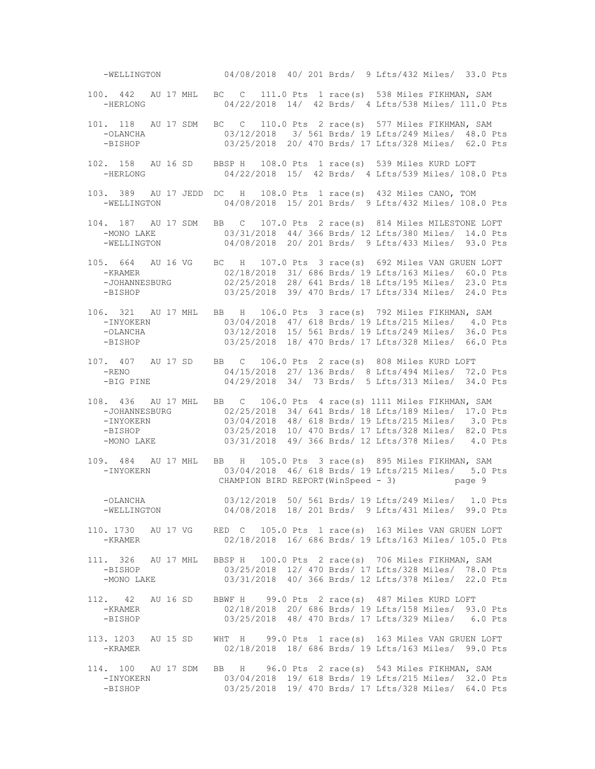```
   -WELLINGTON          04/08/2018  40/ 201 Brds/  9 Lfts/432 Miles/  33.0 Pts

100. 442   AU 17 MHL   BC  C  111.0 Pts  1 race(s)  538 Miles FIKHMAN, SAM
   -HERLONG             04/22/2018  14/  42 Brds/  4 Lfts/538 Miles/ 111.0 Pts

101. 118   AU 17 SDM   BC  C  110.0 Pts  2 race(s)  577 Miles FIKHMAN, SAM
   -OLANCHA             03/12/2018   3/ 561 Brds/ 19 Lfts/249 Miles/  48.0 Pts
   -BISHOP              03/25/2018  20/ 470 Brds/ 17 Lfts/328 Miles/  62.0 Pts

102. 158   AU 16 SD    BBSP H  108.0 Pts  1 race(s)  539 Miles KURD LOFT
   -HERLONG             04/22/2018  15/  42 Brds/  4 Lfts/539 Miles/ 108.0 Pts

103. 389   AU 17 JEDD  DC  H  108.0 Pts  1 race(s)  432 Miles CANO, TOM
   -WELLINGTON          04/08/2018  15/ 201 Brds/  9 Lfts/432 Miles/ 108.0 Pts

104. 187   AU 17 SDM   BB  C  107.0 Pts  2 race(s)  814 Miles MILESTONE LOFT
   -MONO LAKE           03/31/2018  44/ 366 Brds/ 12 Lfts/380 Miles/  14.0 Pts
   -WELLINGTON          04/08/2018  20/ 201 Brds/  9 Lfts/433 Miles/  93.0 Pts

105. 664   AU 16 VG    BC  H  107.0 Pts  3 race(s)  692 Miles VAN GRUEN LOFT
   -KRAMER              02/18/2018  31/ 686 Brds/ 19 Lfts/163 Miles/  60.0 Pts
   -JOHANNESBURG        02/25/2018  28/ 641 Brds/ 18 Lfts/195 Miles/  23.0 Pts
   -BISHOP              03/25/2018  39/ 470 Brds/ 17 Lfts/334 Miles/  24.0 Pts

106. 321   AU 17 MHL   BB  H  106.0 Pts  3 race(s)  792 Miles FIKHMAN, SAM
   -INYOKERN            03/04/2018  47/ 618 Brds/ 19 Lfts/215 Miles/   4.0 Pts
   -OLANCHA             03/12/2018  15/ 561 Brds/ 19 Lfts/249 Miles/  36.0 Pts
   -BISHOP              03/25/2018  18/ 470 Brds/ 17 Lfts/328 Miles/  66.0 Pts

107. 407   AU 17 SD    BB  C  106.0 Pts  2 race(s)  808 Miles KURD LOFT
   -RENO                04/15/2018  27/ 136 Brds/  8 Lfts/494 Miles/  72.0 Pts
   -BIG PINE            04/29/2018  34/  73 Brds/  5 Lfts/313 Miles/  34.0 Pts

108. 436   AU 17 MHL   BB  C  106.0 Pts  4 race(s) 1111 Miles FIKHMAN, SAM
   -JOHANNESBURG        02/25/2018  34/ 641 Brds/ 18 Lfts/189 Miles/  17.0 Pts
   -INYOKERN            03/04/2018  48/ 618 Brds/ 19 Lfts/215 Miles/   3.0 Pts
   -BISHOP              03/25/2018  10/ 470 Brds/ 17 Lfts/328 Miles/  82.0 Pts
   -MONO LAKE           03/31/2018  49/ 366 Brds/ 12 Lfts/378 Miles/   4.0 Pts

109. 484   AU 17 MHL   BB  H  105.0 Pts  3 race(s)  895 Miles FIKHMAN, SAM
   -INYOKERN            03/04/2018  46/ 618 Brds/ 19 Lfts/215 Miles/   5.0 Pts
                       CHAMPION BIRD REPORT(WinSpeed - 3)          page 9

   -OLANCHA             03/12/2018  50/ 561 Brds/ 19 Lfts/249 Miles/   1.0 Pts
   -WELLINGTON          04/08/2018  18/ 201 Brds/  9 Lfts/431 Miles/  99.0 Pts

110. 1730  AU 17 VG    RED C  105.0 Pts  1 race(s)  163 Miles VAN GRUEN LOFT
   -KRAMER              02/18/2018  16/ 686 Brds/ 19 Lfts/163 Miles/ 105.0 Pts

111. 326   AU 17 MHL   BBSP H  100.0 Pts  2 race(s)  706 Miles FIKHMAN, SAM
   -BISHOP              03/25/2018  12/ 470 Brds/ 17 Lfts/328 Miles/  78.0 Pts
   -MONO LAKE           03/31/2018  40/ 366 Brds/ 12 Lfts/378 Miles/  22.0 Pts

112. 42    AU 16 SD    BBWF H   99.0 Pts  2 race(s)  487 Miles KURD LOFT
   -KRAMER              02/18/2018  20/ 686 Brds/ 19 Lfts/158 Miles/  93.0 Pts
   -BISHOP              03/25/2018  48/ 470 Brds/ 17 Lfts/329 Miles/   6.0 Pts

113. 1203  AU 15 SD    WHT H   99.0 Pts  1 race(s)  163 Miles VAN GRUEN LOFT
   -KRAMER              02/18/2018  18/ 686 Brds/ 19 Lfts/163 Miles/  99.0 Pts

114. 100   AU 17 SDM   BB  H   96.0 Pts  2 race(s)  543 Miles FIKHMAN, SAM
   -INYOKERN            03/04/2018  19/ 618 Brds/ 19 Lfts/215 Miles/  32.0 Pts
   -BISHOP              03/25/2018  19/ 470 Brds/ 17 Lfts/328 Miles/  64.0 Pts
```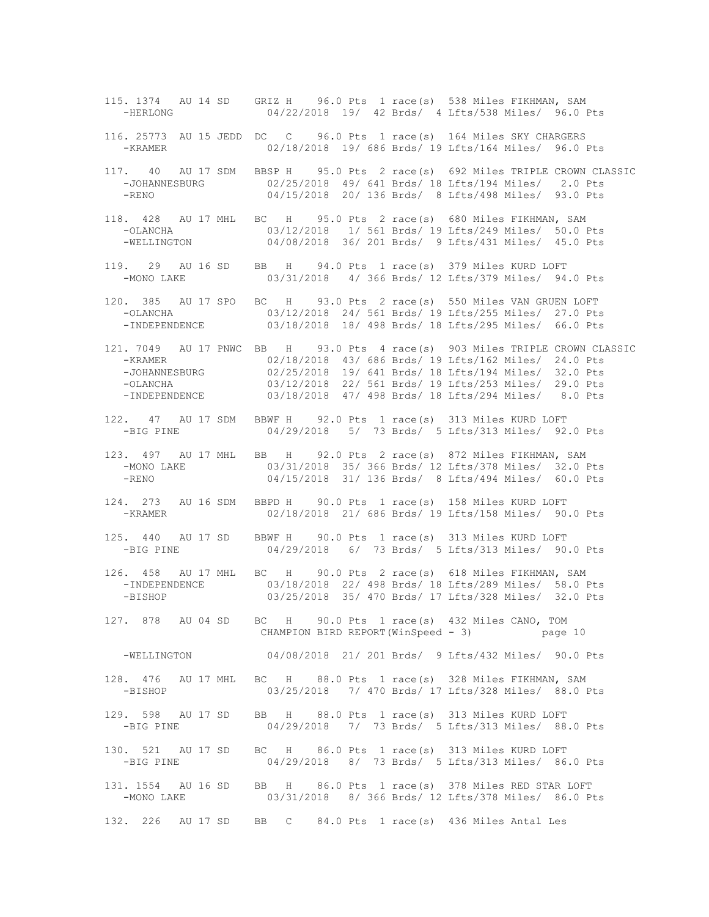```
115. 1374   AU 14 SD    GRIZ H    96.0 Pts  1 race(s)  538 Miles FIKHMAN, SAM
   -HERLONG              04/22/2018  19/  42 Brds/  4 Lfts/538 Miles/  96.0 Pts

116. 25773  AU 15 JEDD  DC   C    96.0 Pts  1 race(s)  164 Miles SKY CHARGERS
   -KRAMER               02/18/2018  19/ 686 Brds/ 19 Lfts/164 Miles/  96.0 Pts

117.   40   AU 17 SDM   BBSP H    95.0 Pts  2 race(s)  692 Miles TRIPLE CROWN CLASSIC
   -JOHANNESBURG         02/25/2018  49/ 641 Brds/ 18 Lfts/194 Miles/   2.0 Pts
   -RENO                 04/15/2018  20/ 136 Brds/  8 Lfts/498 Miles/  93.0 Pts

118.  428   AU 17 MHL   BC   H    95.0 Pts  2 race(s)  680 Miles FIKHMAN, SAM
   -OLANCHA              03/12/2018   1/ 561 Brds/ 19 Lfts/249 Miles/  50.0 Pts
   -WELLINGTON           04/08/2018  36/ 201 Brds/  9 Lfts/431 Miles/  45.0 Pts

119.   29   AU 16 SD    BB   H    94.0 Pts  1 race(s)  379 Miles KURD LOFT
   -MONO LAKE            03/31/2018   4/ 366 Brds/ 12 Lfts/379 Miles/  94.0 Pts

120.  385   AU 17 SPO   BC   H    93.0 Pts  2 race(s)  550 Miles VAN GRUEN LOFT
   -OLANCHA              03/12/2018  24/ 561 Brds/ 19 Lfts/255 Miles/  27.0 Pts
   -INDEPENDENCE         03/18/2018  18/ 498 Brds/ 18 Lfts/295 Miles/  66.0 Pts

121. 7049   AU 17 PNWC  BB   H    93.0 Pts  4 race(s)  903 Miles TRIPLE CROWN CLASSIC
   -KRAMER               02/18/2018  43/ 686 Brds/ 19 Lfts/162 Miles/  24.0 Pts
   -JOHANNESBURG         02/25/2018  19/ 641 Brds/ 18 Lfts/194 Miles/  32.0 Pts
   -OLANCHA              03/12/2018  22/ 561 Brds/ 19 Lfts/253 Miles/  29.0 Pts
   -INDEPENDENCE         03/18/2018  47/ 498 Brds/ 18 Lfts/294 Miles/   8.0 Pts

122.   47   AU 17 SDM   BBWF H    92.0 Pts  1 race(s)  313 Miles KURD LOFT
   -BIG PINE             04/29/2018   5/  73 Brds/  5 Lfts/313 Miles/  92.0 Pts

123.  497   AU 17 MHL   BB   H    92.0 Pts  2 race(s)  872 Miles FIKHMAN, SAM
   -MONO LAKE            03/31/2018  35/ 366 Brds/ 12 Lfts/378 Miles/  32.0 Pts
   -RENO                 04/15/2018  31/ 136 Brds/  8 Lfts/494 Miles/  60.0 Pts

124.  273   AU 16 SDM   BBPD H    90.0 Pts  1 race(s)  158 Miles KURD LOFT
   -KRAMER               02/18/2018  21/ 686 Brds/ 19 Lfts/158 Miles/  90.0 Pts

125.  440   AU 17 SD    BBWF H    90.0 Pts  1 race(s)  313 Miles KURD LOFT
   -BIG PINE             04/29/2018   6/  73 Brds/  5 Lfts/313 Miles/  90.0 Pts

126.  458   AU 17 MHL   BC   H    90.0 Pts  2 race(s)  618 Miles FIKHMAN, SAM
   -INDEPENDENCE         03/18/2018  22/ 498 Brds/ 18 Lfts/289 Miles/  58.0 Pts
   -BISHOP               03/25/2018  35/ 470 Brds/ 17 Lfts/328 Miles/  32.0 Pts

127.  878   AU 04 SD    BC   H    90.0 Pts  1 race(s)  432 Miles CANO, TOM

   -WELLINGTON           04/08/2018  21/ 201 Brds/  9 Lfts/432 Miles/  90.0 Pts

128.  476   AU 17 MHL   BC   H    88.0 Pts  1 race(s)  328 Miles FIKHMAN, SAM
   -BISHOP               03/25/2018   7/ 470 Brds/ 17 Lfts/328 Miles/  88.0 Pts

129.  598   AU 17 SD    BB   H    88.0 Pts  1 race(s)  313 Miles KURD LOFT
   -BIG PINE             04/29/2018   7/  73 Brds/  5 Lfts/313 Miles/  88.0 Pts

130.  521   AU 17 SD    BC   H    86.0 Pts  1 race(s)  313 Miles KURD LOFT
   -BIG PINE             04/29/2018   8/  73 Brds/  5 Lfts/313 Miles/  86.0 Pts

131. 1554   AU 16 SD    BB   H    86.0 Pts  1 race(s)  378 Miles RED STAR LOFT
   -MONO LAKE            03/31/2018   8/ 366 Brds/ 12 Lfts/378 Miles/  86.0 Pts

132.  226   AU 17 SD    BB   C    84.0 Pts  1 race(s)  436 Miles Antal Les
```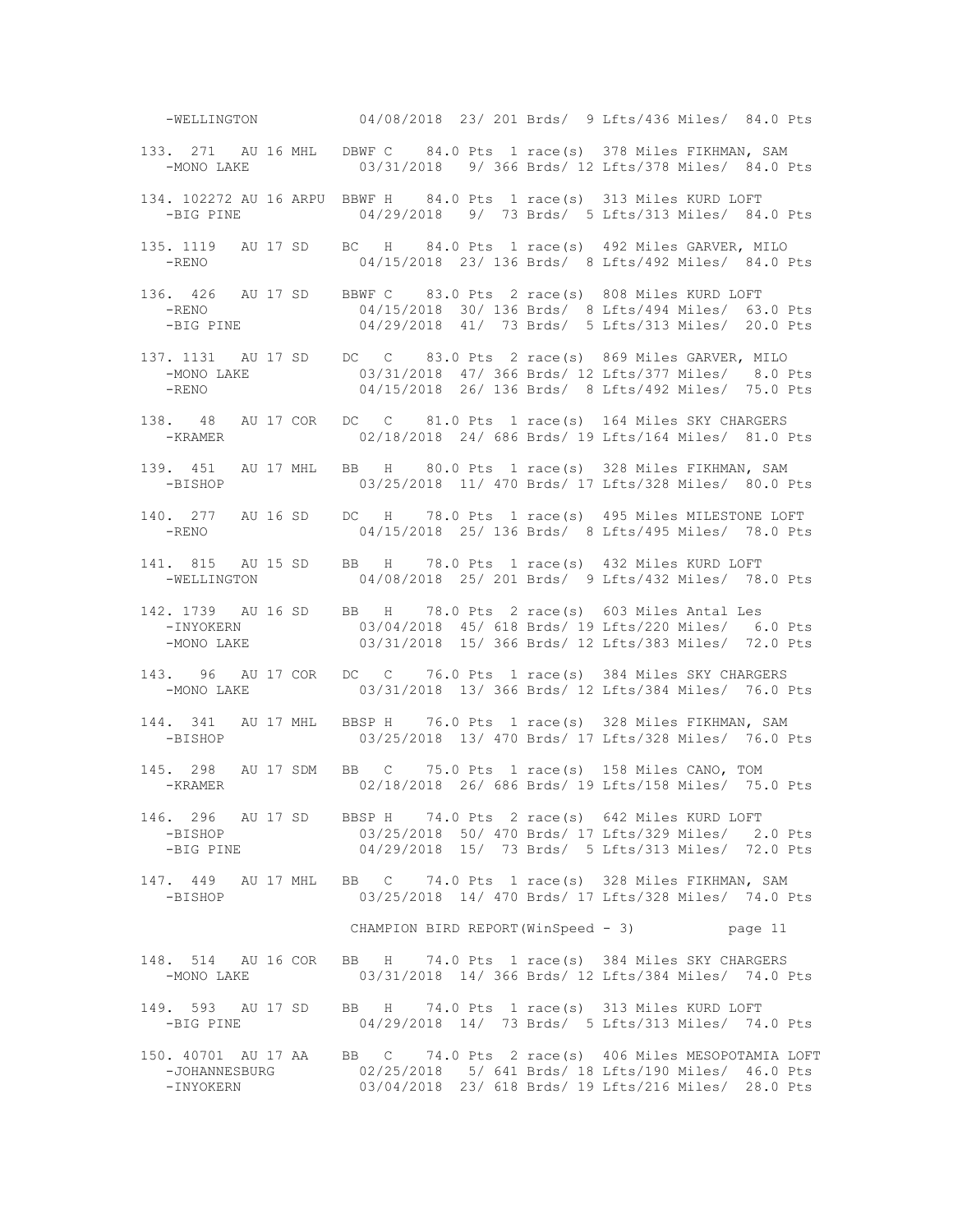```
   -WELLINGTON          04/08/2018  23/ 201 Brds/  9 Lfts/436 Miles/  84.0 Pts

133.  271   AU 16 MHL   DBWF C    84.0 Pts  1 race(s)  378 Miles FIKHMAN, SAM
   -MONO LAKE           03/31/2018   9/ 366 Brds/ 12 Lfts/378 Miles/  84.0 Pts

134. 102272 AU 16 ARPU  BBWF H    84.0 Pts  1 race(s)  313 Miles KURD LOFT
   -BIG PINE            04/29/2018   9/  73 Brds/  5 Lfts/313 Miles/  84.0 Pts

135. 1119   AU 17 SD    BC   H    84.0 Pts  1 race(s)  492 Miles GARVER, MILO
   -RENO                04/15/2018  23/ 136 Brds/  8 Lfts/492 Miles/  84.0 Pts

136.  426   AU 17 SD    BBWF C    83.0 Pts  2 race(s)  808 Miles KURD LOFT
   -RENO                04/15/2018  30/ 136 Brds/  8 Lfts/494 Miles/  63.0 Pts
   -BIG PINE            04/29/2018  41/  73 Brds/  5 Lfts/313 Miles/  20.0 Pts

137. 1131   AU 17 SD    DC   C    83.0 Pts  2 race(s)  869 Miles GARVER, MILO
   -MONO LAKE           03/31/2018  47/ 366 Brds/ 12 Lfts/377 Miles/   8.0 Pts
   -RENO                04/15/2018  26/ 136 Brds/  8 Lfts/492 Miles/  75.0 Pts

138.   48   AU 17 COR   DC   C    81.0 Pts  1 race(s)  164 Miles SKY CHARGERS
   -KRAMER              02/18/2018  24/ 686 Brds/ 19 Lfts/164 Miles/  81.0 Pts

139.  451   AU 17 MHL   BB   H    80.0 Pts  1 race(s)  328 Miles FIKHMAN, SAM
   -BISHOP              03/25/2018  11/ 470 Brds/ 17 Lfts/328 Miles/  80.0 Pts

140.  277   AU 16 SD    DC   H    78.0 Pts  1 race(s)  495 Miles MILESTONE LOFT
   -RENO                04/15/2018  25/ 136 Brds/  8 Lfts/495 Miles/  78.0 Pts

141.  815   AU 15 SD    BB   H    78.0 Pts  1 race(s)  432 Miles KURD LOFT
   -WELLINGTON          04/08/2018  25/ 201 Brds/  9 Lfts/432 Miles/  78.0 Pts

142. 1739   AU 16 SD    BB   H    78.0 Pts  2 race(s)  603 Miles Antal Les
   -INYOKERN            03/04/2018  45/ 618 Brds/ 19 Lfts/220 Miles/   6.0 Pts
   -MONO LAKE           03/31/2018  15/ 366 Brds/ 12 Lfts/383 Miles/  72.0 Pts

143.   96   AU 17 COR   DC   C    76.0 Pts  1 race(s)  384 Miles SKY CHARGERS
   -MONO LAKE           03/31/2018  13/ 366 Brds/ 12 Lfts/384 Miles/  76.0 Pts

144.  341   AU 17 MHL   BBSP H    76.0 Pts  1 race(s)  328 Miles FIKHMAN, SAM
   -BISHOP              03/25/2018  13/ 470 Brds/ 17 Lfts/328 Miles/  76.0 Pts

145.  298   AU 17 SDM   BB   C    75.0 Pts  1 race(s)  158 Miles CANO, TOM
   -KRAMER              02/18/2018  26/ 686 Brds/ 19 Lfts/158 Miles/  75.0 Pts

146.  296   AU 17 SD    BBSP H    74.0 Pts  2 race(s)  642 Miles KURD LOFT
   -BISHOP              03/25/2018  50/ 470 Brds/ 17 Lfts/329 Miles/   2.0 Pts
   -BIG PINE            04/29/2018  15/  73 Brds/  5 Lfts/313 Miles/  72.0 Pts

147.  449   AU 17 MHL   BB   C    74.0 Pts  1 race(s)  328 Miles FIKHMAN, SAM
   -BISHOP              03/25/2018  14/ 470 Brds/ 17 Lfts/328 Miles/  74.0 Pts

                        CHAMPION BIRD REPORT(WinSpeed - 3)

148.  514   AU 16 COR   BB   H    74.0 Pts  1 race(s)  384 Miles SKY CHARGERS
   -MONO LAKE           03/31/2018  14/ 366 Brds/ 12 Lfts/384 Miles/  74.0 Pts

149.  593   AU 17 SD    BB   H    74.0 Pts  1 race(s)  313 Miles KURD LOFT
   -BIG PINE            04/29/2018  14/  73 Brds/  5 Lfts/313 Miles/  74.0 Pts

150. 40701  AU 17 AA    BB   C    74.0 Pts  2 race(s)  406 Miles MESOPOTAMIA LOFT
   -JOHANNESBURG        02/25/2018   5/ 641 Brds/ 18 Lfts/190 Miles/  46.0 Pts
   -INYOKERN            03/04/2018  23/ 618 Brds/ 19 Lfts/216 Miles/  28.0 Pts
```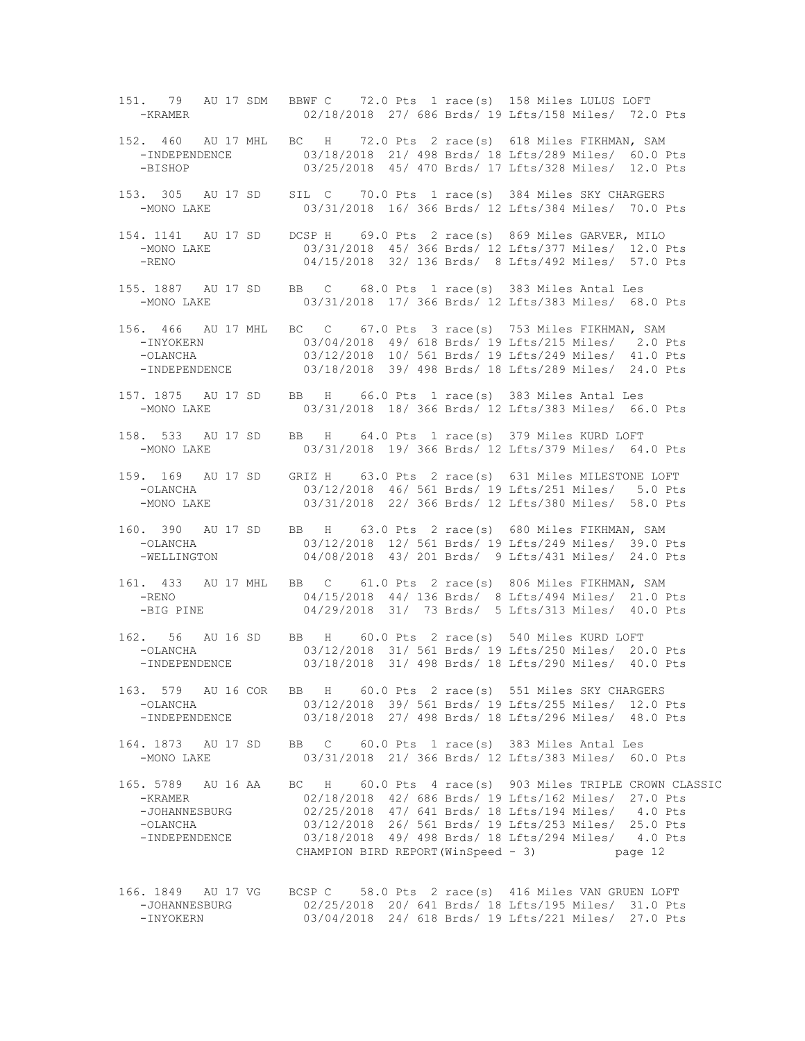```
151.  79  AU 17 SDM  BBWF C    72.0 Pts  1 race(s)  158 Miles LULUS LOFT
   -KRAMER              02/18/2018  27/ 686 Brds/ 19 Lfts/158 Miles/  72.0 Pts

152. 460  AU 17 MHL  BC  H    72.0 Pts  2 race(s)  618 Miles FIKHMAN, SAM
   -INDEPENDENCE        03/18/2018  21/ 498 Brds/ 18 Lfts/289 Miles/  60.0 Pts
   -BISHOP              03/25/2018  45/ 470 Brds/ 17 Lfts/328 Miles/  12.0 Pts

153. 305  AU 17 SD   SIL  C    70.0 Pts  1 race(s)  384 Miles SKY CHARGERS
   -MONO LAKE           03/31/2018  16/ 366 Brds/ 12 Lfts/384 Miles/  70.0 Pts

154. 1141  AU 17 SD   DCSP H    69.0 Pts  2 race(s)  869 Miles GARVER, MILO
   -MONO LAKE           03/31/2018  45/ 366 Brds/ 12 Lfts/377 Miles/  12.0 Pts
   -RENO                04/15/2018  32/ 136 Brds/  8 Lfts/492 Miles/  57.0 Pts

155. 1887  AU 17 SD   BB   C    68.0 Pts  1 race(s)  383 Miles Antal Les
   -MONO LAKE           03/31/2018  17/ 366 Brds/ 12 Lfts/383 Miles/  68.0 Pts

156. 466  AU 17 MHL  BC  C    67.0 Pts  3 race(s)  753 Miles FIKHMAN, SAM
   -INYOKERN            03/04/2018  49/ 618 Brds/ 19 Lfts/215 Miles/   2.0 Pts
   -OLANCHA             03/12/2018  10/ 561 Brds/ 19 Lfts/249 Miles/  41.0 Pts
   -INDEPENDENCE        03/18/2018  39/ 498 Brds/ 18 Lfts/289 Miles/  24.0 Pts

157. 1875  AU 17 SD   BB   H    66.0 Pts  1 race(s)  383 Miles Antal Les
   -MONO LAKE           03/31/2018  18/ 366 Brds/ 12 Lfts/383 Miles/  66.0 Pts

158. 533  AU 17 SD   BB   H    64.0 Pts  1 race(s)  379 Miles KURD LOFT
   -MONO LAKE           03/31/2018  19/ 366 Brds/ 12 Lfts/379 Miles/  64.0 Pts

159. 169  AU 17 SD   GRIZ H    63.0 Pts  2 race(s)  631 Miles MILESTONE LOFT
   -OLANCHA             03/12/2018  46/ 561 Brds/ 19 Lfts/251 Miles/   5.0 Pts
   -MONO LAKE           03/31/2018  22/ 366 Brds/ 12 Lfts/380 Miles/  58.0 Pts

160. 390  AU 17 SD   BB   H    63.0 Pts  2 race(s)  680 Miles FIKHMAN, SAM
   -OLANCHA             03/12/2018  12/ 561 Brds/ 19 Lfts/249 Miles/  39.0 Pts
   -WELLINGTON          04/08/2018  43/ 201 Brds/  9 Lfts/431 Miles/  24.0 Pts

161. 433  AU 17 MHL  BB  C    61.0 Pts  2 race(s)  806 Miles FIKHMAN, SAM
   -RENO                04/15/2018  44/ 136 Brds/  8 Lfts/494 Miles/  21.0 Pts
   -BIG PINE            04/29/2018  31/  73 Brds/  5 Lfts/313 Miles/  40.0 Pts

162.  56  AU 16 SD   BB   H    60.0 Pts  2 race(s)  540 Miles KURD LOFT
   -OLANCHA             03/12/2018  31/ 561 Brds/ 19 Lfts/250 Miles/  20.0 Pts
   -INDEPENDENCE        03/18/2018  31/ 498 Brds/ 18 Lfts/290 Miles/  40.0 Pts

163. 579  AU 16 COR  BB   H    60.0 Pts  2 race(s)  551 Miles SKY CHARGERS
   -OLANCHA             03/12/2018  39/ 561 Brds/ 19 Lfts/255 Miles/  12.0 Pts
   -INDEPENDENCE        03/18/2018  27/ 498 Brds/ 18 Lfts/296 Miles/  48.0 Pts

164. 1873  AU 17 SD   BB   C    60.0 Pts  1 race(s)  383 Miles Antal Les
   -MONO LAKE           03/31/2018  21/ 366 Brds/ 12 Lfts/383 Miles/  60.0 Pts

165. 5789  AU 16 AA   BC   H    60.0 Pts  4 race(s)  903 Miles TRIPLE CROWN CLASSIC
   -KRAMER              02/18/2018  42/ 686 Brds/ 19 Lfts/162 Miles/  27.0 Pts
   -JOHANNESBURG        02/25/2018  47/ 641 Brds/ 18 Lfts/194 Miles/   4.0 Pts
   -OLANCHA             03/12/2018  26/ 561 Brds/ 19 Lfts/253 Miles/  25.0 Pts
   -INDEPENDENCE        03/18/2018  49/ 498 Brds/ 18 Lfts/294 Miles/   4.0 Pts

166. 1849  AU 17 VG   BCSP C    58.0 Pts  2 race(s)  416 Miles VAN GRUEN LOFT
   -JOHANNESBURG        02/25/2018  20/ 641 Brds/ 18 Lfts/195 Miles/  31.0 Pts
   -INYOKERN            03/04/2018  24/ 618 Brds/ 19 Lfts/221 Miles/  27.0 Pts
```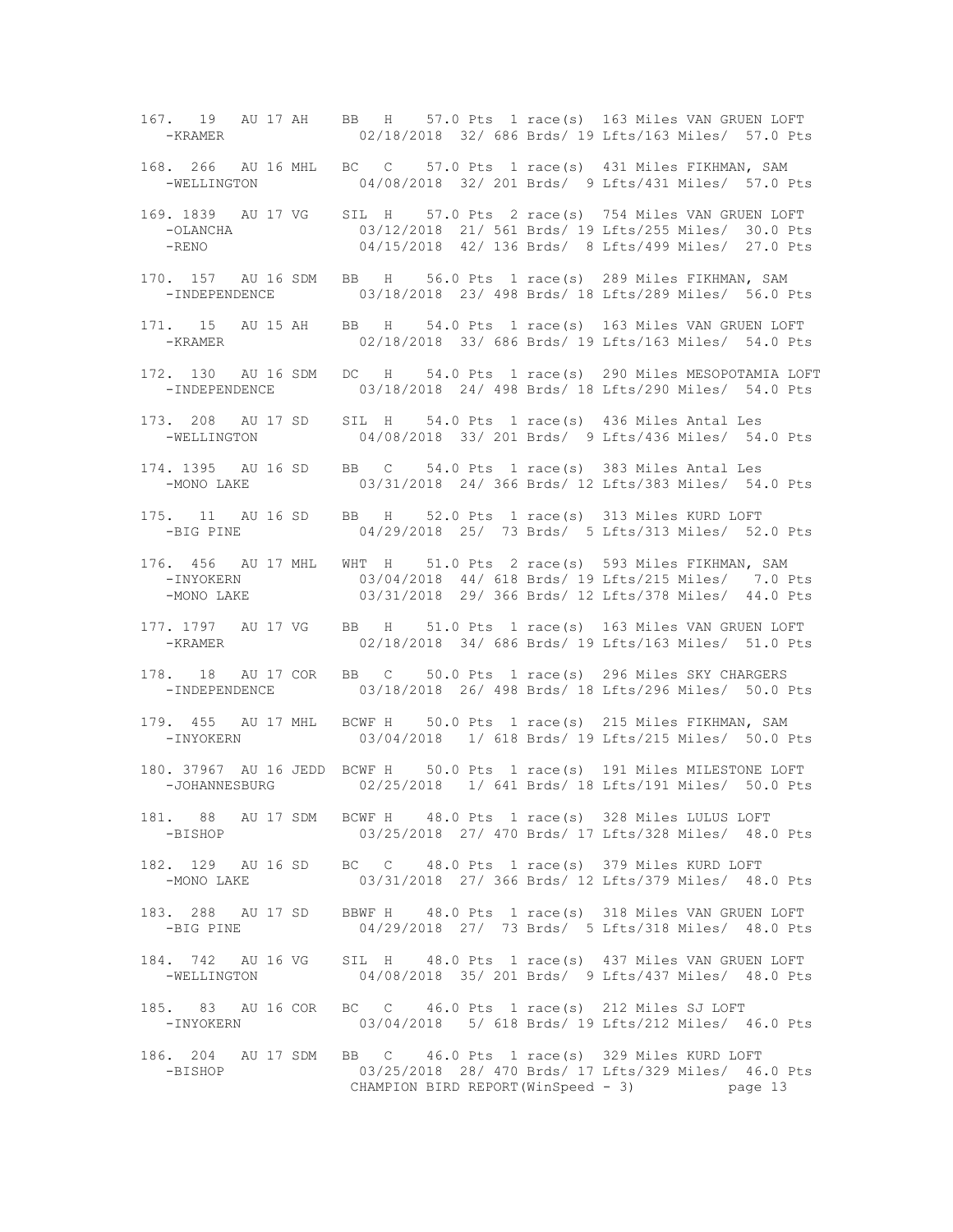```
167. 19    AU 17 AH    BB   H    57.0 Pts  1 race(s)  163 Miles VAN GRUEN LOFT
   -KRAMER                02/18/2018  32/ 686 Brds/ 19 Lfts/163 Miles/  57.0 Pts

168. 266   AU 16 MHL   BC   C    57.0 Pts  1 race(s)  431 Miles FIKHMAN, SAM
   -WELLINGTON            04/08/2018  32/ 201 Brds/  9 Lfts/431 Miles/  57.0 Pts

169. 1839  AU 17 VG    SIL  H    57.0 Pts  2 race(s)  754 Miles VAN GRUEN LOFT
   -OLANCHA               03/12/2018  21/ 561 Brds/ 19 Lfts/255 Miles/  30.0 Pts
   -RENO                  04/15/2018  42/ 136 Brds/  8 Lfts/499 Miles/  27.0 Pts

170. 157   AU 16 SDM   BB   H    56.0 Pts  1 race(s)  289 Miles FIKHMAN, SAM
   -INDEPENDENCE          03/18/2018  23/ 498 Brds/ 18 Lfts/289 Miles/  56.0 Pts

171. 15    AU 15 AH    BB   H    54.0 Pts  1 race(s)  163 Miles VAN GRUEN LOFT
   -KRAMER                02/18/2018  33/ 686 Brds/ 19 Lfts/163 Miles/  54.0 Pts

172. 130   AU 16 SDM   DC   H    54.0 Pts  1 race(s)  290 Miles MESOPOTAMIA LOFT
   -INDEPENDENCE          03/18/2018  24/ 498 Brds/ 18 Lfts/290 Miles/  54.0 Pts

173. 208   AU 17 SD    SIL  H    54.0 Pts  1 race(s)  436 Miles Antal Les
   -WELLINGTON            04/08/2018  33/ 201 Brds/  9 Lfts/436 Miles/  54.0 Pts

174. 1395  AU 16 SD    BB   C    54.0 Pts  1 race(s)  383 Miles Antal Les
   -MONO LAKE             03/31/2018  24/ 366 Brds/ 12 Lfts/383 Miles/  54.0 Pts

175. 11    AU 16 SD    BB   H    52.0 Pts  1 race(s)  313 Miles KURD LOFT
   -BIG PINE              04/29/2018  25/  73 Brds/  5 Lfts/313 Miles/  52.0 Pts

176. 456   AU 17 MHL   WHT  H    51.0 Pts  2 race(s)  593 Miles FIKHMAN, SAM
   -INYOKERN              03/04/2018  44/ 618 Brds/ 19 Lfts/215 Miles/   7.0 Pts
   -MONO LAKE             03/31/2018  29/ 366 Brds/ 12 Lfts/378 Miles/  44.0 Pts

177. 1797  AU 17 VG    BB   H    51.0 Pts  1 race(s)  163 Miles VAN GRUEN LOFT
   -KRAMER                02/18/2018  34/ 686 Brds/ 19 Lfts/163 Miles/  51.0 Pts

178. 18    AU 17 COR   BB   C    50.0 Pts  1 race(s)  296 Miles SKY CHARGERS
   -INDEPENDENCE          03/18/2018  26/ 498 Brds/ 18 Lfts/296 Miles/  50.0 Pts

179. 455   AU 17 MHL   BCWF H    50.0 Pts  1 race(s)  215 Miles FIKHMAN, SAM
   -INYOKERN              03/04/2018   1/ 618 Brds/ 19 Lfts/215 Miles/  50.0 Pts

180. 37967 AU 16 JEDD  BCWF H    50.0 Pts  1 race(s)  191 Miles MILESTONE LOFT
   -JOHANNESBURG          02/25/2018   1/ 641 Brds/ 18 Lfts/191 Miles/  50.0 Pts

181. 88    AU 17 SDM   BCWF H    48.0 Pts  1 race(s)  328 Miles LULUS LOFT
   -BISHOP                03/25/2018  27/ 470 Brds/ 17 Lfts/328 Miles/  48.0 Pts

182. 129   AU 16 SD    BC   C    48.0 Pts  1 race(s)  379 Miles KURD LOFT
   -MONO LAKE             03/31/2018  27/ 366 Brds/ 12 Lfts/379 Miles/  48.0 Pts

183. 288   AU 17 SD    BBWF H    48.0 Pts  1 race(s)  318 Miles VAN GRUEN LOFT
   -BIG PINE              04/29/2018  27/  73 Brds/  5 Lfts/318 Miles/  48.0 Pts

184. 742   AU 16 VG    SIL  H    48.0 Pts  1 race(s)  437 Miles VAN GRUEN LOFT
   -WELLINGTON            04/08/2018  35/ 201 Brds/  9 Lfts/437 Miles/  48.0 Pts

185. 83    AU 16 COR   BC   C    46.0 Pts  1 race(s)  212 Miles SJ LOFT
   -INYOKERN              03/04/2018   5/ 618 Brds/ 19 Lfts/212 Miles/  46.0 Pts

186. 204   AU 17 SDM   BB   C    46.0 Pts  1 race(s)  329 Miles KURD LOFT
   -BISHOP                03/25/2018  28/ 470 Brds/ 17 Lfts/329 Miles/  46.0 Pts
```

CHAMPION BIRD REPORT(WinSpeed - 3)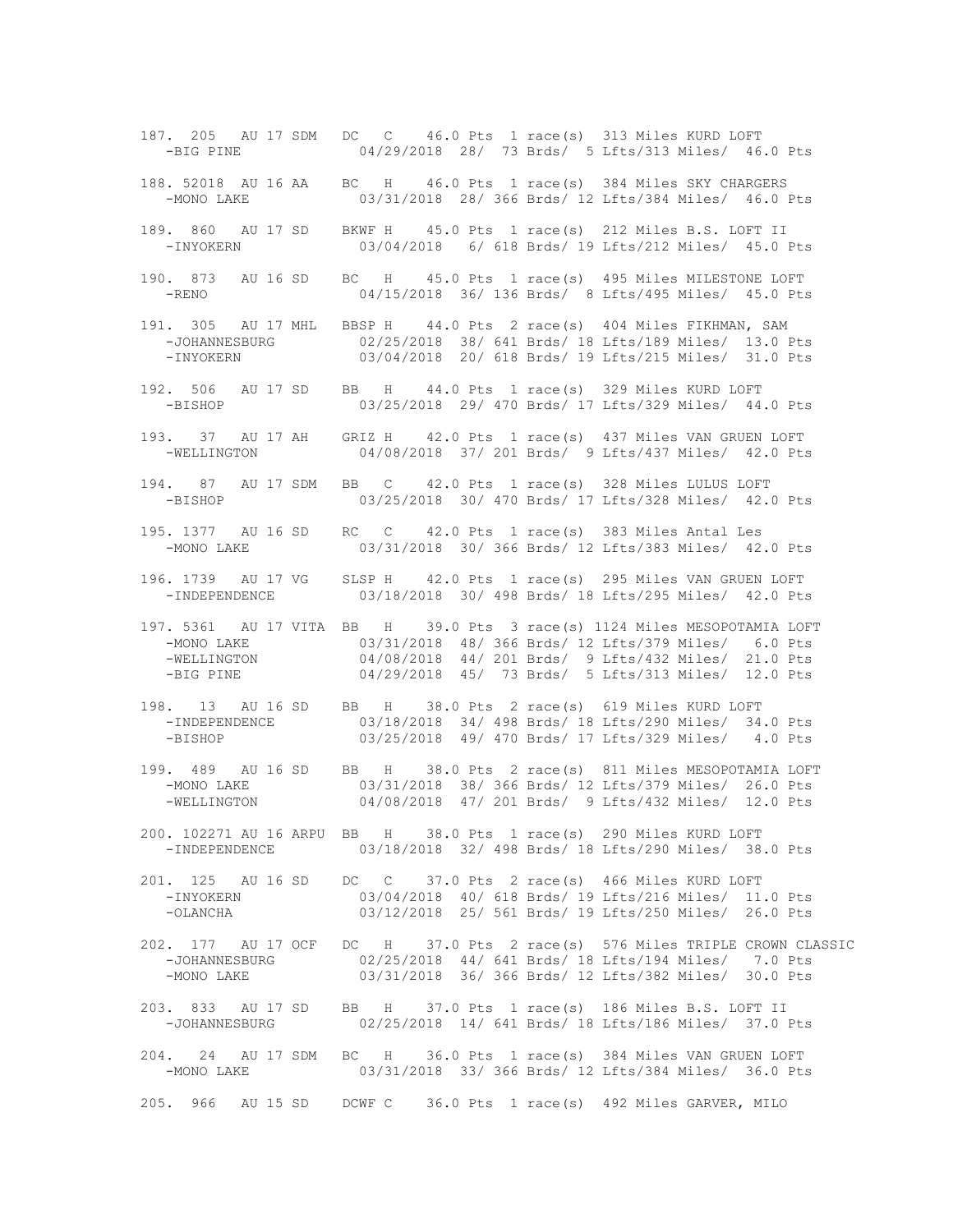```
187. 205   AU 17 SDM   DC   C    46.0 Pts  1 race(s)  313 Miles KURD LOFT
   -BIG PINE             04/29/2018  28/  73 Brds/  5 Lfts/313 Miles/  46.0 Pts

188. 52018  AU 16 AA    BC   H    46.0 Pts  1 race(s)  384 Miles SKY CHARGERS
   -MONO LAKE            03/31/2018  28/ 366 Brds/ 12 Lfts/384 Miles/  46.0 Pts

189. 860   AU 17 SD    BKWF H    45.0 Pts  1 race(s)  212 Miles B.S. LOFT II
   -INYOKERN             03/04/2018   6/ 618 Brds/ 19 Lfts/212 Miles/  45.0 Pts

190. 873   AU 16 SD    BC   H    45.0 Pts  1 race(s)  495 Miles MILESTONE LOFT
   -RENO                 04/15/2018  36/ 136 Brds/  8 Lfts/495 Miles/  45.0 Pts

191. 305   AU 17 MHL   BBSP H    44.0 Pts  2 race(s)  404 Miles FIKHMAN, SAM
   -JOHANNESBURG         02/25/2018  38/ 641 Brds/ 18 Lfts/189 Miles/  13.0 Pts
   -INYOKERN             03/04/2018  20/ 618 Brds/ 19 Lfts/215 Miles/  31.0 Pts

192. 506   AU 17 SD    BB   H    44.0 Pts  1 race(s)  329 Miles KURD LOFT
   -BISHOP               03/25/2018  29/ 470 Brds/ 17 Lfts/329 Miles/  44.0 Pts

193.  37   AU 17 AH    GRIZ H    42.0 Pts  1 race(s)  437 Miles VAN GRUEN LOFT
   -WELLINGTON           04/08/2018  37/ 201 Brds/  9 Lfts/437 Miles/  42.0 Pts

194.  87   AU 17 SDM   BB   C    42.0 Pts  1 race(s)  328 Miles LULUS LOFT
   -BISHOP               03/25/2018  30/ 470 Brds/ 17 Lfts/328 Miles/  42.0 Pts

195. 1377  AU 16 SD    RC   C    42.0 Pts  1 race(s)  383 Miles Antal Les
   -MONO LAKE            03/31/2018  30/ 366 Brds/ 12 Lfts/383 Miles/  42.0 Pts

196. 1739  AU 17 VG    SLSP H    42.0 Pts  1 race(s)  295 Miles VAN GRUEN LOFT
   -INDEPENDENCE         03/18/2018  30/ 498 Brds/ 18 Lfts/295 Miles/  42.0 Pts

197. 5361  AU 17 VITA  BB   H    39.0 Pts  3 race(s) 1124 Miles MESOPOTAMIA LOFT
   -MONO LAKE            03/31/2018  48/ 366 Brds/ 12 Lfts/379 Miles/   6.0 Pts
   -WELLINGTON           04/08/2018  44/ 201 Brds/  9 Lfts/432 Miles/  21.0 Pts
   -BIG PINE             04/29/2018  45/  73 Brds/  5 Lfts/313 Miles/  12.0 Pts

198.  13   AU 16 SD    BB   H    38.0 Pts  2 race(s)  619 Miles KURD LOFT
   -INDEPENDENCE         03/18/2018  34/ 498 Brds/ 18 Lfts/290 Miles/  34.0 Pts
   -BISHOP               03/25/2018  49/ 470 Brds/ 17 Lfts/329 Miles/   4.0 Pts

199. 489   AU 16 SD    BB   H    38.0 Pts  2 race(s)  811 Miles MESOPOTAMIA LOFT
   -MONO LAKE            03/31/2018  38/ 366 Brds/ 12 Lfts/379 Miles/  26.0 Pts
   -WELLINGTON           04/08/2018  47/ 201 Brds/  9 Lfts/432 Miles/  12.0 Pts

200. 102271 AU 16 ARPU BB   H    38.0 Pts  1 race(s)  290 Miles KURD LOFT
   -INDEPENDENCE         03/18/2018  32/ 498 Brds/ 18 Lfts/290 Miles/  38.0 Pts

201. 125   AU 16 SD    DC   C    37.0 Pts  2 race(s)  466 Miles KURD LOFT
   -INYOKERN             03/04/2018  40/ 618 Brds/ 19 Lfts/216 Miles/  11.0 Pts
   -OLANCHA              03/12/2018  25/ 561 Brds/ 19 Lfts/250 Miles/  26.0 Pts

202. 177   AU 17 OCF   DC   H    37.0 Pts  2 race(s)  576 Miles TRIPLE CROWN CLASSIC
   -JOHANNESBURG         02/25/2018  44/ 641 Brds/ 18 Lfts/194 Miles/   7.0 Pts
   -MONO LAKE            03/31/2018  36/ 366 Brds/ 12 Lfts/382 Miles/  30.0 Pts

203. 833   AU 17 SD    BB   H    37.0 Pts  1 race(s)  186 Miles B.S. LOFT II
   -JOHANNESBURG         02/25/2018  14/ 641 Brds/ 18 Lfts/186 Miles/  37.0 Pts

204.  24   AU 17 SDM   BC   H    36.0 Pts  1 race(s)  384 Miles VAN GRUEN LOFT
   -MONO LAKE            03/31/2018  33/ 366 Brds/ 12 Lfts/384 Miles/  36.0 Pts

205. 966   AU 15 SD    DCWF C    36.0 Pts  1 race(s)  492 Miles GARVER, MILO
```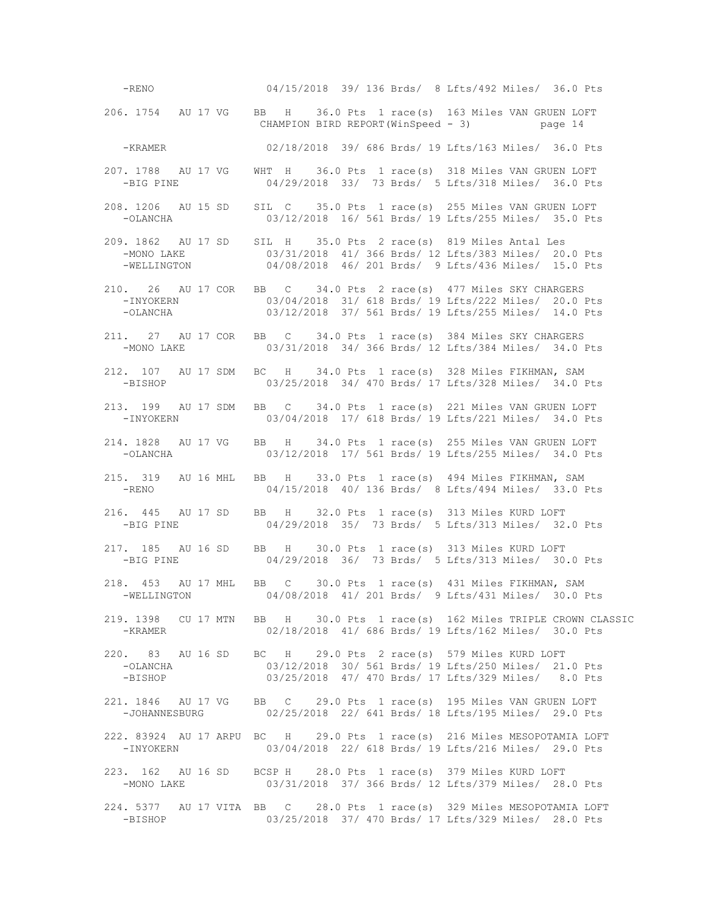```
   -RENO                04/15/2018  39/ 136 Brds/  8 Lfts/492 Miles/  36.0 Pts

206. 1754   AU 17 VG    BB   H    36.0 Pts  1 race(s)  163 Miles VAN GRUEN LOFT

   -KRAMER              02/18/2018  39/ 686 Brds/ 19 Lfts/163 Miles/  36.0 Pts

207. 1788   AU 17 VG    WHT  H    36.0 Pts  1 race(s)  318 Miles VAN GRUEN LOFT
   -BIG PINE            04/29/2018  33/  73 Brds/  5 Lfts/318 Miles/  36.0 Pts

208. 1206   AU 15 SD    SIL  C    35.0 Pts  1 race(s)  255 Miles VAN GRUEN LOFT
   -OLANCHA             03/12/2018  16/ 561 Brds/ 19 Lfts/255 Miles/  35.0 Pts

209. 1862   AU 17 SD    SIL  H    35.0 Pts  2 race(s)  819 Miles Antal Les
   -MONO LAKE           03/31/2018  41/ 366 Brds/ 12 Lfts/383 Miles/  20.0 Pts
   -WELLINGTON          04/08/2018  46/ 201 Brds/  9 Lfts/436 Miles/  15.0 Pts

210.  26    AU 17 COR   BB   C    34.0 Pts  2 race(s)  477 Miles SKY CHARGERS
   -INYOKERN            03/04/2018  31/ 618 Brds/ 19 Lfts/222 Miles/  20.0 Pts
   -OLANCHA             03/12/2018  37/ 561 Brds/ 19 Lfts/255 Miles/  14.0 Pts

211.  27    AU 17 COR   BB   C    34.0 Pts  1 race(s)  384 Miles SKY CHARGERS
   -MONO LAKE           03/31/2018  34/ 366 Brds/ 12 Lfts/384 Miles/  34.0 Pts

212.  107   AU 17 SDM   BC   H    34.0 Pts  1 race(s)  328 Miles FIKHMAN, SAM
   -BISHOP              03/25/2018  34/ 470 Brds/ 17 Lfts/328 Miles/  34.0 Pts

213.  199   AU 17 SDM   BB   C    34.0 Pts  1 race(s)  221 Miles VAN GRUEN LOFT
   -INYOKERN            03/04/2018  17/ 618 Brds/ 19 Lfts/221 Miles/  34.0 Pts

214. 1828   AU 17 VG    BB   H    34.0 Pts  1 race(s)  255 Miles VAN GRUEN LOFT
   -OLANCHA             03/12/2018  17/ 561 Brds/ 19 Lfts/255 Miles/  34.0 Pts

215.  319   AU 16 MHL   BB   H    33.0 Pts  1 race(s)  494 Miles FIKHMAN, SAM
   -RENO                04/15/2018  40/ 136 Brds/  8 Lfts/494 Miles/  33.0 Pts

216.  445   AU 17 SD    BB   H    32.0 Pts  1 race(s)  313 Miles KURD LOFT
   -BIG PINE            04/29/2018  35/  73 Brds/  5 Lfts/313 Miles/  32.0 Pts

217.  185   AU 16 SD    BB   H    30.0 Pts  1 race(s)  313 Miles KURD LOFT
   -BIG PINE            04/29/2018  36/  73 Brds/  5 Lfts/313 Miles/  30.0 Pts

218.  453   AU 17 MHL   BB   C    30.0 Pts  1 race(s)  431 Miles FIKHMAN, SAM
   -WELLINGTON          04/08/2018  41/ 201 Brds/  9 Lfts/431 Miles/  30.0 Pts

219. 1398   CU 17 MTN   BB   H    30.0 Pts  1 race(s)  162 Miles TRIPLE CROWN CLASSIC
   -KRAMER              02/18/2018  41/ 686 Brds/ 19 Lfts/162 Miles/  30.0 Pts

220.  83    AU 16 SD    BC   H    29.0 Pts  2 race(s)  579 Miles KURD LOFT
   -OLANCHA             03/12/2018  30/ 561 Brds/ 19 Lfts/250 Miles/  21.0 Pts
   -BISHOP              03/25/2018  47/ 470 Brds/ 17 Lfts/329 Miles/   8.0 Pts

221. 1846   AU 17 VG    BB   C    29.0 Pts  1 race(s)  195 Miles VAN GRUEN LOFT
   -JOHANNESBURG        02/25/2018  22/ 641 Brds/ 18 Lfts/195 Miles/  29.0 Pts

222. 83924  AU 17 ARPU  BC   H    29.0 Pts  1 race(s)  216 Miles MESOPOTAMIA LOFT
   -INYOKERN            03/04/2018  22/ 618 Brds/ 19 Lfts/216 Miles/  29.0 Pts

223.  162   AU 16 SD    BCSP H    28.0 Pts  1 race(s)  379 Miles KURD LOFT
   -MONO LAKE           03/31/2018  37/ 366 Brds/ 12 Lfts/379 Miles/  28.0 Pts

224. 5377   AU 17 VITA  BB   C    28.0 Pts  1 race(s)  329 Miles MESOPOTAMIA LOFT
   -BISHOP              03/25/2018  37/ 470 Brds/ 17 Lfts/329 Miles/  28.0 Pts
```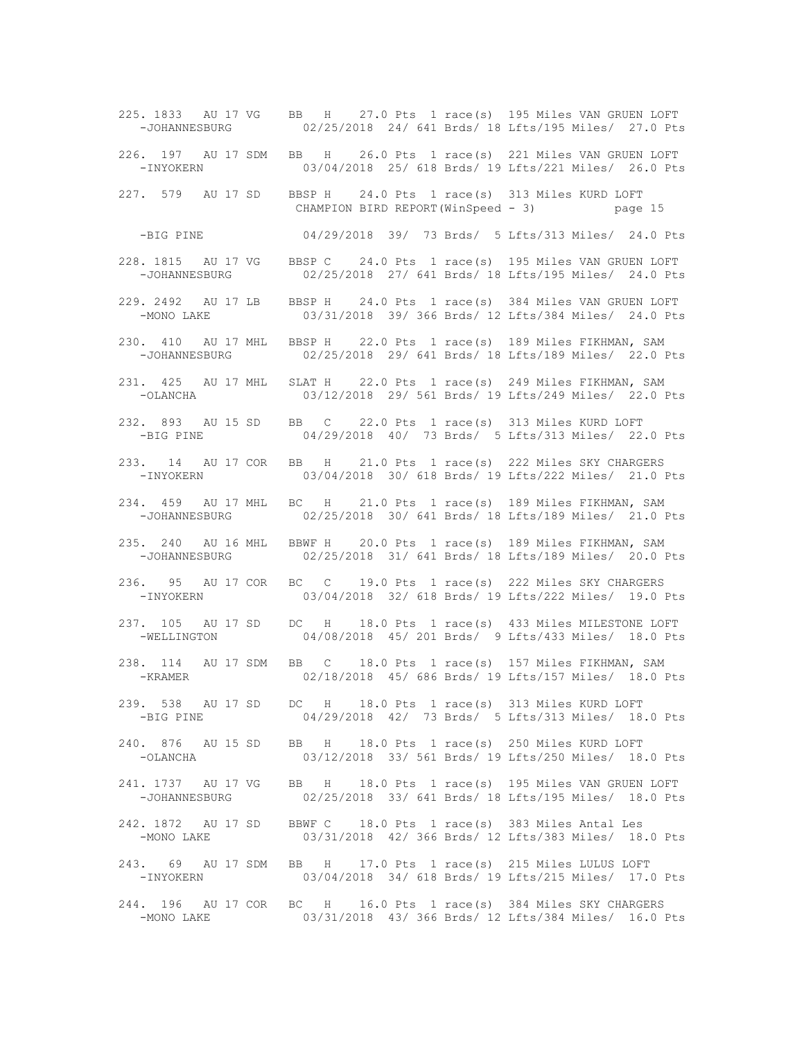```
225. 1833  AU 17 VG    BB   H    27.0 Pts  1 race(s)  195 Miles VAN GRUEN LOFT
   -JOHANNESBURG          02/25/2018  24/ 641 Brds/ 18 Lfts/195 Miles/  27.0 Pts

226.  197  AU 17 SDM   BB   H    26.0 Pts  1 race(s)  221 Miles VAN GRUEN LOFT
   -INYOKERN              03/04/2018  25/ 618 Brds/ 19 Lfts/221 Miles/  26.0 Pts

227.  579  AU 17 SD    BBSP H    24.0 Pts  1 race(s)  313 Miles KURD LOFT
   -BIG PINE              04/29/2018  39/  73 Brds/  5 Lfts/313 Miles/  24.0 Pts

228. 1815  AU 17 VG    BBSP C    24.0 Pts  1 race(s)  195 Miles VAN GRUEN LOFT
   -JOHANNESBURG          02/25/2018  27/ 641 Brds/ 18 Lfts/195 Miles/  24.0 Pts

229. 2492  AU 17 LB    BBSP H    24.0 Pts  1 race(s)  384 Miles VAN GRUEN LOFT
   -MONO LAKE             03/31/2018  39/ 366 Brds/ 12 Lfts/384 Miles/  24.0 Pts

230.  410  AU 17 MHL   BBSP H    22.0 Pts  1 race(s)  189 Miles FIKHMAN, SAM
   -JOHANNESBURG          02/25/2018  29/ 641 Brds/ 18 Lfts/189 Miles/  22.0 Pts

231.  425  AU 17 MHL   SLAT H    22.0 Pts  1 race(s)  249 Miles FIKHMAN, SAM
   -OLANCHA               03/12/2018  29/ 561 Brds/ 19 Lfts/249 Miles/  22.0 Pts

232.  893  AU 15 SD    BB   C    22.0 Pts  1 race(s)  313 Miles KURD LOFT
   -BIG PINE              04/29/2018  40/  73 Brds/  5 Lfts/313 Miles/  22.0 Pts

233.   14  AU 17 COR   BB   H    21.0 Pts  1 race(s)  222 Miles SKY CHARGERS
   -INYOKERN              03/04/2018  30/ 618 Brds/ 19 Lfts/222 Miles/  21.0 Pts

234.  459  AU 17 MHL   BC   H    21.0 Pts  1 race(s)  189 Miles FIKHMAN, SAM
   -JOHANNESBURG          02/25/2018  30/ 641 Brds/ 18 Lfts/189 Miles/  21.0 Pts

235.  240  AU 16 MHL   BBWF H    20.0 Pts  1 race(s)  189 Miles FIKHMAN, SAM
   -JOHANNESBURG          02/25/2018  31/ 641 Brds/ 18 Lfts/189 Miles/  20.0 Pts

236.   95  AU 17 COR   BC   C    19.0 Pts  1 race(s)  222 Miles SKY CHARGERS
   -INYOKERN              03/04/2018  32/ 618 Brds/ 19 Lfts/222 Miles/  19.0 Pts

237.  105  AU 17 SD    DC   H    18.0 Pts  1 race(s)  433 Miles MILESTONE LOFT
   -WELLINGTON            04/08/2018  45/ 201 Brds/  9 Lfts/433 Miles/  18.0 Pts

238.  114  AU 17 SDM   BB   C    18.0 Pts  1 race(s)  157 Miles FIKHMAN, SAM
   -KRAMER                02/18/2018  45/ 686 Brds/ 19 Lfts/157 Miles/  18.0 Pts

239.  538  AU 17 SD    DC   H    18.0 Pts  1 race(s)  313 Miles KURD LOFT
   -BIG PINE              04/29/2018  42/  73 Brds/  5 Lfts/313 Miles/  18.0 Pts

240.  876  AU 15 SD    BB   H    18.0 Pts  1 race(s)  250 Miles KURD LOFT
   -OLANCHA               03/12/2018  33/ 561 Brds/ 19 Lfts/250 Miles/  18.0 Pts

241. 1737  AU 17 VG    BB   H    18.0 Pts  1 race(s)  195 Miles VAN GRUEN LOFT
   -JOHANNESBURG          02/25/2018  33/ 641 Brds/ 18 Lfts/195 Miles/  18.0 Pts

242. 1872  AU 17 SD    BBWF C    18.0 Pts  1 race(s)  383 Miles Antal Les
   -MONO LAKE             03/31/2018  42/ 366 Brds/ 12 Lfts/383 Miles/  18.0 Pts

243.   69  AU 17 SDM   BB   H    17.0 Pts  1 race(s)  215 Miles LULUS LOFT
   -INYOKERN              03/04/2018  34/ 618 Brds/ 19 Lfts/215 Miles/  17.0 Pts

244.  196  AU 17 COR   BC   H    16.0 Pts  1 race(s)  384 Miles SKY CHARGERS
   -MONO LAKE             03/31/2018  43/ 366 Brds/ 12 Lfts/384 Miles/  16.0 Pts
```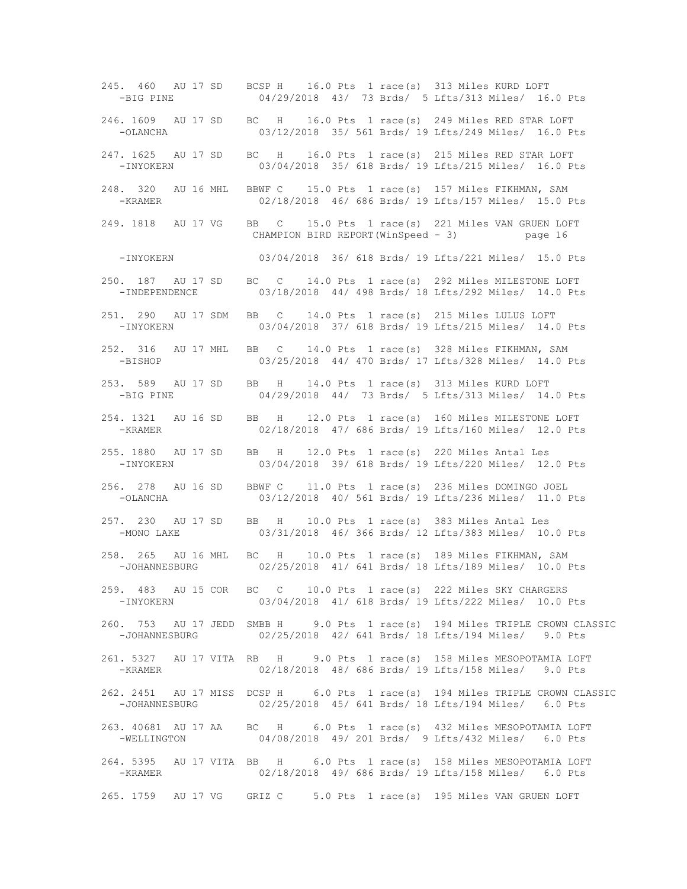```
245. 460   AU 17 SD    BCSP H    16.0 Pts  1 race(s)  313 Miles KURD LOFT
   -BIG PINE              04/29/2018  43/  73 Brds/  5 Lfts/313 Miles/  16.0 Pts

246. 1609  AU 17 SD    BC   H    16.0 Pts  1 race(s)  249 Miles RED STAR LOFT
   -OLANCHA               03/12/2018  35/ 561 Brds/ 19 Lfts/249 Miles/  16.0 Pts

247. 1625  AU 17 SD    BC   H    16.0 Pts  1 race(s)  215 Miles RED STAR LOFT
   -INYOKERN              03/04/2018  35/ 618 Brds/ 19 Lfts/215 Miles/  16.0 Pts

248. 320   AU 16 MHL   BBWF C    15.0 Pts  1 race(s)  157 Miles FIKHMAN, SAM
   -KRAMER                02/18/2018  46/ 686 Brds/ 19 Lfts/157 Miles/  15.0 Pts

249. 1818  AU 17 VG    BB   C    15.0 Pts  1 race(s)  221 Miles VAN GRUEN LOFT

   -INYOKERN              03/04/2018  36/ 618 Brds/ 19 Lfts/221 Miles/  15.0 Pts

250. 187   AU 17 SD    BC   C    14.0 Pts  1 race(s)  292 Miles MILESTONE LOFT
   -INDEPENDENCE          03/18/2018  44/ 498 Brds/ 18 Lfts/292 Miles/  14.0 Pts

251. 290   AU 17 SDM   BB   C    14.0 Pts  1 race(s)  215 Miles LULUS LOFT
   -INYOKERN              03/04/2018  37/ 618 Brds/ 19 Lfts/215 Miles/  14.0 Pts

252. 316   AU 17 MHL   BB   C    14.0 Pts  1 race(s)  328 Miles FIKHMAN, SAM
   -BISHOP                03/25/2018  44/ 470 Brds/ 17 Lfts/328 Miles/  14.0 Pts

253. 589   AU 17 SD    BB   H    14.0 Pts  1 race(s)  313 Miles KURD LOFT
   -BIG PINE              04/29/2018  44/  73 Brds/  5 Lfts/313 Miles/  14.0 Pts

254. 1321  AU 16 SD    BB   H    12.0 Pts  1 race(s)  160 Miles MILESTONE LOFT
   -KRAMER                02/18/2018  47/ 686 Brds/ 19 Lfts/160 Miles/  12.0 Pts

255. 1880  AU 17 SD    BB   H    12.0 Pts  1 race(s)  220 Miles Antal Les
   -INYOKERN              03/04/2018  39/ 618 Brds/ 19 Lfts/220 Miles/  12.0 Pts

256. 278   AU 16 SD    BBWF C    11.0 Pts  1 race(s)  236 Miles DOMINGO JOEL
   -OLANCHA               03/12/2018  40/ 561 Brds/ 19 Lfts/236 Miles/  11.0 Pts

257. 230   AU 17 SD    BB   H    10.0 Pts  1 race(s)  383 Miles Antal Les
   -MONO LAKE             03/31/2018  46/ 366 Brds/ 12 Lfts/383 Miles/  10.0 Pts

258. 265   AU 16 MHL   BC   H    10.0 Pts  1 race(s)  189 Miles FIKHMAN, SAM
   -JOHANNESBURG          02/25/2018  41/ 641 Brds/ 18 Lfts/189 Miles/  10.0 Pts

259. 483   AU 15 COR   BC   C    10.0 Pts  1 race(s)  222 Miles SKY CHARGERS
   -INYOKERN              03/04/2018  41/ 618 Brds/ 19 Lfts/222 Miles/  10.0 Pts

260. 753   AU 17 JEDD  SMBB H     9.0 Pts  1 race(s)  194 Miles TRIPLE CROWN CLASSIC
   -JOHANNESBURG          02/25/2018  42/ 641 Brds/ 18 Lfts/194 Miles/   9.0 Pts

261. 5327  AU 17 VITA  RB   H     9.0 Pts  1 race(s)  158 Miles MESOPOTAMIA LOFT
   -KRAMER                02/18/2018  48/ 686 Brds/ 19 Lfts/158 Miles/   9.0 Pts

262. 2451  AU 17 MISS  DCSP H     6.0 Pts  1 race(s)  194 Miles TRIPLE CROWN CLASSIC
   -JOHANNESBURG          02/25/2018  45/ 641 Brds/ 18 Lfts/194 Miles/   6.0 Pts

263. 40681 AU 17 AA    BC   H     6.0 Pts  1 race(s)  432 Miles MESOPOTAMIA LOFT
   -WELLINGTON            04/08/2018  49/ 201 Brds/  9 Lfts/432 Miles/   6.0 Pts

264. 5395  AU 17 VITA  BB   H     6.0 Pts  1 race(s)  158 Miles MESOPOTAMIA LOFT
   -KRAMER                02/18/2018  49/ 686 Brds/ 19 Lfts/158 Miles/   6.0 Pts

265. 1759  AU 17 VG    GRIZ C     5.0 Pts  1 race(s)  195 Miles VAN GRUEN LOFT
```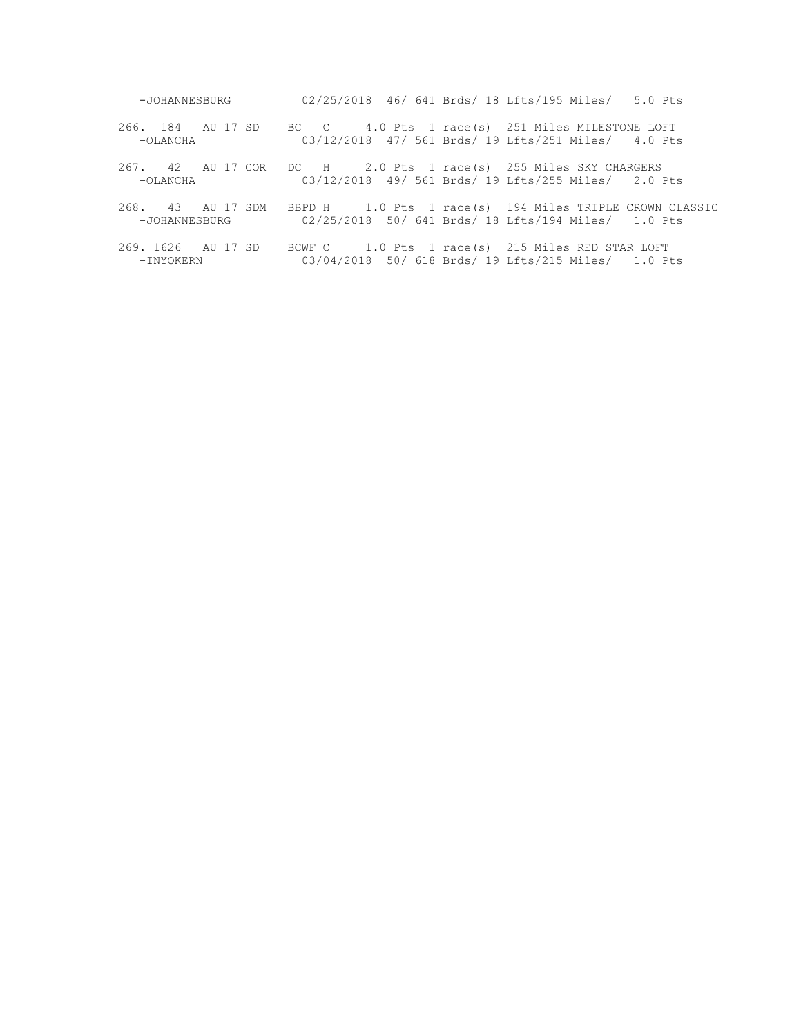```
   -JOHANNESBURG         02/25/2018  46/ 641 Brds/ 18 Lfts/195 Miles/   5.0 Pts

266. 184  AU 17 SD    BC  C     4.0 Pts  1 race(s)  251 Miles MILESTONE LOFT
   -OLANCHA              03/12/2018  47/ 561 Brds/ 19 Lfts/251 Miles/   4.0 Pts

267.  42  AU 17 COR   DC  H     2.0 Pts  1 race(s)  255 Miles SKY CHARGERS
   -OLANCHA              03/12/2018  49/ 561 Brds/ 19 Lfts/255 Miles/   2.0 Pts

268.  43  AU 17 SDM   BBPD H    1.0 Pts  1 race(s)  194 Miles TRIPLE CROWN CLASSIC
   -JOHANNESBURG         02/25/2018  50/ 641 Brds/ 18 Lfts/194 Miles/   1.0 Pts

269. 1626  AU 17 SD   BCWF C    1.0 Pts  1 race(s)  215 Miles RED STAR LOFT
   -INYOKERN             03/04/2018  50/ 618 Brds/ 19 Lfts/215 Miles/   1.0 Pts
```